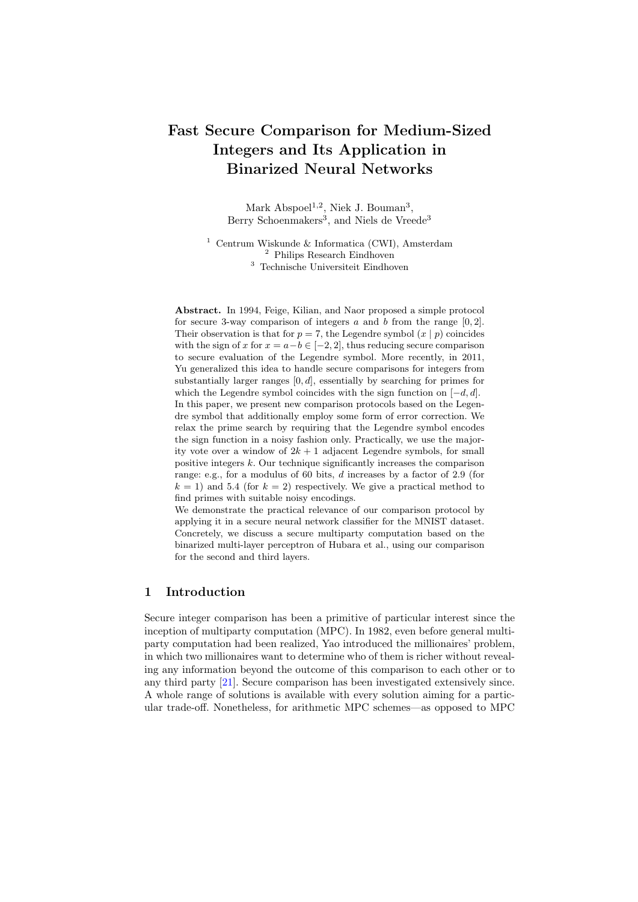# Fast Secure Comparison for Medium-Sized Integers and Its Application in Binarized Neural Networks

Mark Abspoel[1,2], Niek J. Bouman[3], Berry Schoenmakers[3], and Niels de Vreede[3]

[1] Centrum Wiskunde & Informatica (CWI), Amsterdam
[2] Philips Research Eindhoven
[3] Technische Universiteit Eindhoven

**Abstract.** In 1994, Feige, Kilian, and Naor proposed a simple protocol for secure 3-way comparison of integers $a$ and $b$ from the range $[0, 2]$. Their observation is that for $p = 7$, the Legendre symbol $(x \mid p)$ coincides with the sign of $x$ for $x = a - b \in [-2, 2]$, thus reducing secure comparison to secure evaluation of the Legendre symbol. More recently, in 2011, Yu generalized this idea to handle secure comparisons for integers from substantially larger ranges $[0, d]$, essentially by searching for primes for which the Legendre symbol coincides with the sign function on $[-d, d]$. In this paper, we present new comparison protocols based on the Legendre symbol that additionally employ some form of error correction. We relax the prime search by requiring that the Legendre symbol encodes the sign function in a noisy fashion only. Practically, we use the majority vote over a window of $2k + 1$ adjacent Legendre symbols, for small positive integers $k$. Our technique significantly increases the comparison range: e.g., for a modulus of 60 bits, $d$ increases by a factor of 2.9 (for $k = 1$) and 5.4 (for $k = 2$) respectively. We give a practical method to find primes with suitable noisy encodings.

We demonstrate the practical relevance of our comparison protocol by applying it in a secure neural network classifier for the MNIST dataset. Concretely, we discuss a secure multiparty computation based on the binarized multi-layer perceptron of Hubara et al., using our comparison for the second and third layers.

## 1 Introduction

Secure integer comparison has been a primitive of particular interest since the inception of multiparty computation (MPC). In 1982, even before general multiparty computation had been realized, Yao introduced the millionaires' problem, in which two millionaires want to determine who of them is richer without revealing any information beyond the outcome of this comparison to each other or to any third party [21]. Secure comparison has been investigated extensively since. A whole range of solutions is available with every solution aiming for a particular trade-off. Nonetheless, for arithmetic MPC schemes—as opposed to MPC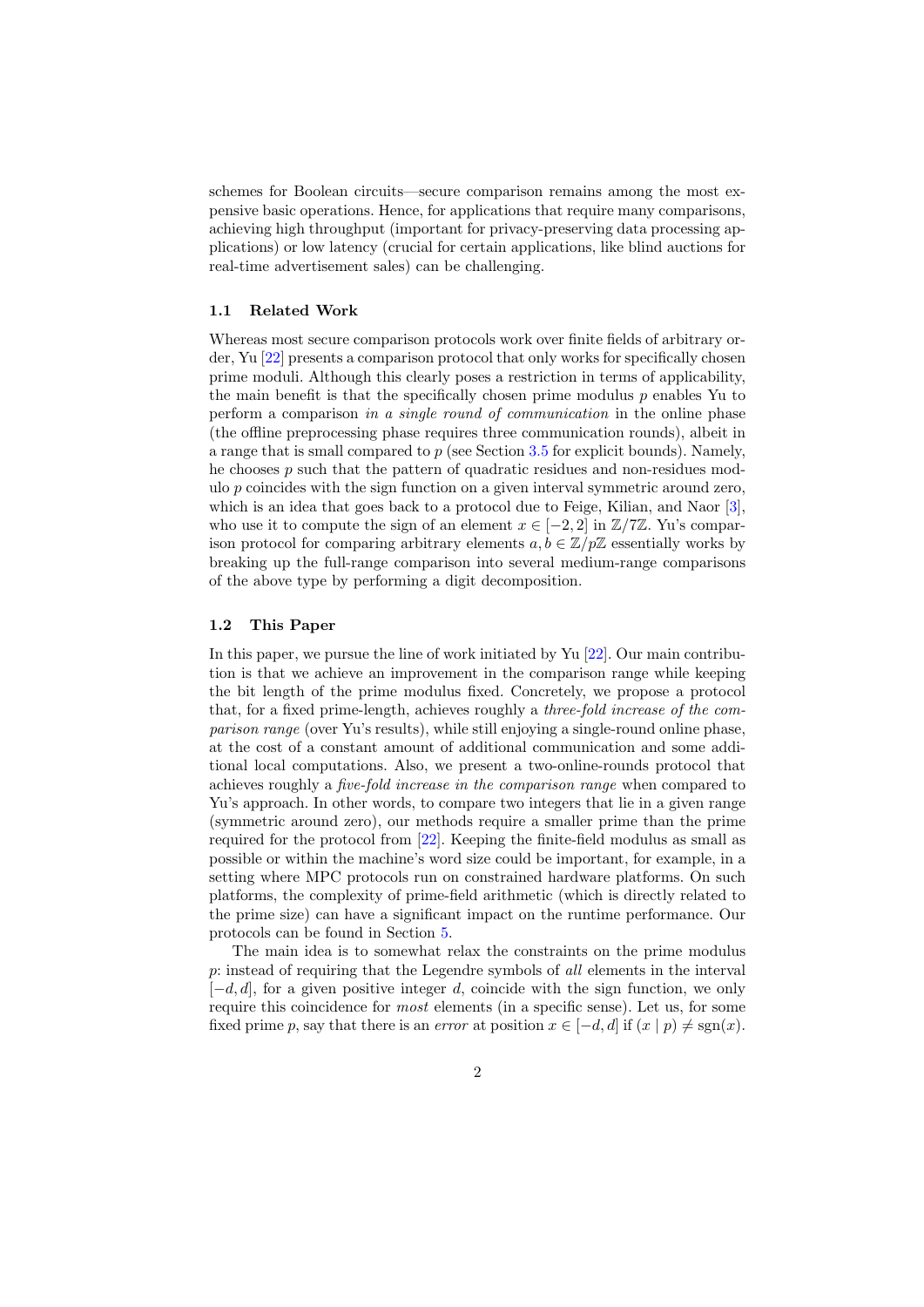schemes for Boolean circuits—secure comparison remains among the most expensive basic operations. Hence, for applications that require many comparisons, achieving high throughput (important for privacy-preserving data processing applications) or low latency (crucial for certain applications, like blind auctions for real-time advertisement sales) can be challenging.

### 1.1 Related Work

Whereas most secure comparison protocols work over finite fields of arbitrary order, Yu [22] presents a comparison protocol that only works for specifically chosen prime moduli. Although this clearly poses a restriction in terms of applicability, the main benefit is that the specifically chosen prime modulus $p$ enables Yu to perform a comparison *in a single round of communication* in the online phase (the offline preprocessing phase requires three communication rounds), albeit in a range that is small compared to $p$ (see Section 3.5 for explicit bounds). Namely, he chooses $p$ such that the pattern of quadratic residues and non-residues modulo $p$ coincides with the sign function on a given interval symmetric around zero, which is an idea that goes back to a protocol due to Feige, Kilian, and Naor [3], who use it to compute the sign of an element $x \in [-2, 2]$ in $\mathbb{Z}/7\mathbb{Z}$. Yu's comparison protocol for comparing arbitrary elements $a, b \in \mathbb{Z}/p\mathbb{Z}$ essentially works by breaking up the full-range comparison into several medium-range comparisons of the above type by performing a digit decomposition.

### 1.2 This Paper

In this paper, we pursue the line of work initiated by Yu [22]. Our main contribution is that we achieve an improvement in the comparison range while keeping the bit length of the prime modulus fixed. Concretely, we propose a protocol that, for a fixed prime-length, achieves roughly a *three-fold increase of the comparison range* (over Yu's results), while still enjoying a single-round online phase, at the cost of a constant amount of additional communication and some additional local computations. Also, we present a two-online-rounds protocol that achieves roughly a *five-fold increase in the comparison range* when compared to Yu's approach. In other words, to compare two integers that lie in a given range (symmetric around zero), our methods require a smaller prime than the prime required for the protocol from [22]. Keeping the finite-field modulus as small as possible or within the machine's word size could be important, for example, in a setting where MPC protocols run on constrained hardware platforms. On such platforms, the complexity of prime-field arithmetic (which is directly related to the prime size) can have a significant impact on the runtime performance. Our protocols can be found in Section 5.

The main idea is to somewhat relax the constraints on the prime modulus $p$: instead of requiring that the Legendre symbols of *all* elements in the interval $[-d, d]$, for a given positive integer $d$, coincide with the sign function, we only require this coincidence for *most* elements (in a specific sense). Let us, for some fixed prime $p$, say that there is an *error* at position $x \in [-d, d]$ if $(x \mid p) \neq \operatorname{sgn}(x)$.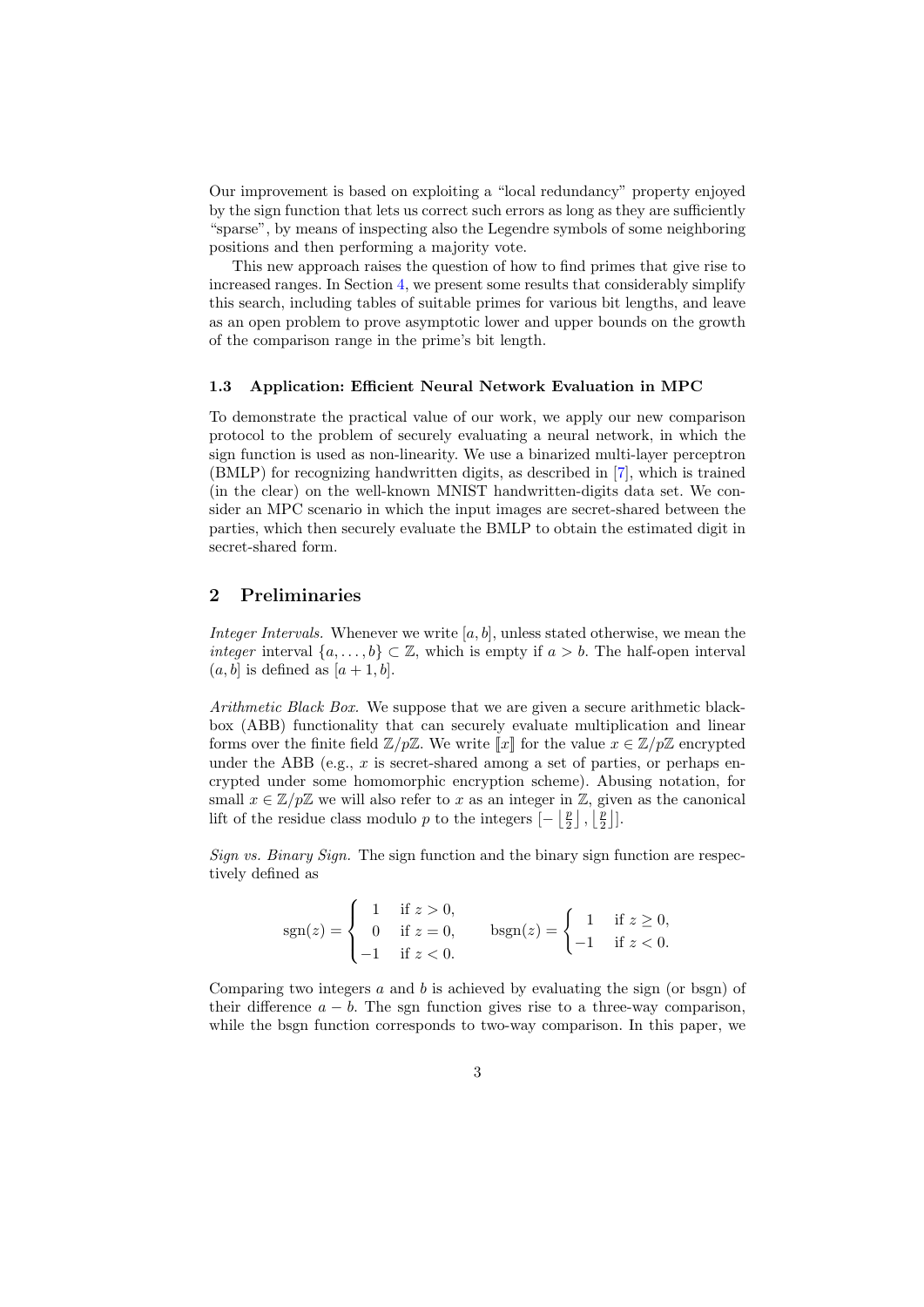Our improvement is based on exploiting a "local redundancy" property enjoyed by the sign function that lets us correct such errors as long as they are sufficiently "sparse", by means of inspecting also the Legendre symbols of some neighboring positions and then performing a majority vote.

This new approach raises the question of how to find primes that give rise to increased ranges. In Section 4, we present some results that considerably simplify this search, including tables of suitable primes for various bit lengths, and leave as an open problem to prove asymptotic lower and upper bounds on the growth of the comparison range in the prime's bit length.

### 1.3 Application: Efficient Neural Network Evaluation in MPC

To demonstrate the practical value of our work, we apply our new comparison protocol to the problem of securely evaluating a neural network, in which the sign function is used as non-linearity. We use a binarized multi-layer perceptron (BMLP) for recognizing handwritten digits, as described in [7], which is trained (in the clear) on the well-known MNIST handwritten-digits data set. We consider an MPC scenario in which the input images are secret-shared between the parties, which then securely evaluate the BMLP to obtain the estimated digit in secret-shared form.

## 2 Preliminaries

*Integer Intervals.* Whenever we write $[a, b]$, unless stated otherwise, we mean the *integer* interval $\{a, \ldots, b\} \subset \mathbb{Z}$, which is empty if $a > b$. The half-open interval $(a, b]$ is defined as $[a + 1, b]$.

*Arithmetic Black Box.* We suppose that we are given a secure arithmetic black-box (ABB) functionality that can securely evaluate multiplication and linear forms over the finite field $\mathbb{Z}/p\mathbb{Z}$. We write $[\![x]\!]$ for the value $x \in \mathbb{Z}/p\mathbb{Z}$ encrypted under the ABB (e.g., $x$ is secret-shared among a set of parties, or perhaps encrypted under some homomorphic encryption scheme). Abusing notation, for small $x \in \mathbb{Z}/p\mathbb{Z}$ we will also refer to $x$ as an integer in $\mathbb{Z}$, given as the canonical lift of the residue class modulo $p$ to the integers $[-\lfloor \frac{p}{2} \rfloor, \lfloor \frac{p}{2} \rfloor]$.

*Sign vs. Binary Sign.* The sign function and the binary sign function are respectively defined as

$$\operatorname{sgn}(z) = \begin{cases} 1 & \text{if } z > 0, \\ 0 & \text{if } z = 0, \\ -1 & \text{if } z < 0. \end{cases} \qquad \operatorname{bsgn}(z) = \begin{cases} 1 & \text{if } z \geq 0, \\ -1 & \text{if } z < 0. \end{cases}$$

Comparing two integers $a$ and $b$ is achieved by evaluating the sign (or bsgn) of their difference $a - b$. The sgn function gives rise to a three-way comparison, while the bsgn function corresponds to two-way comparison. In this paper, we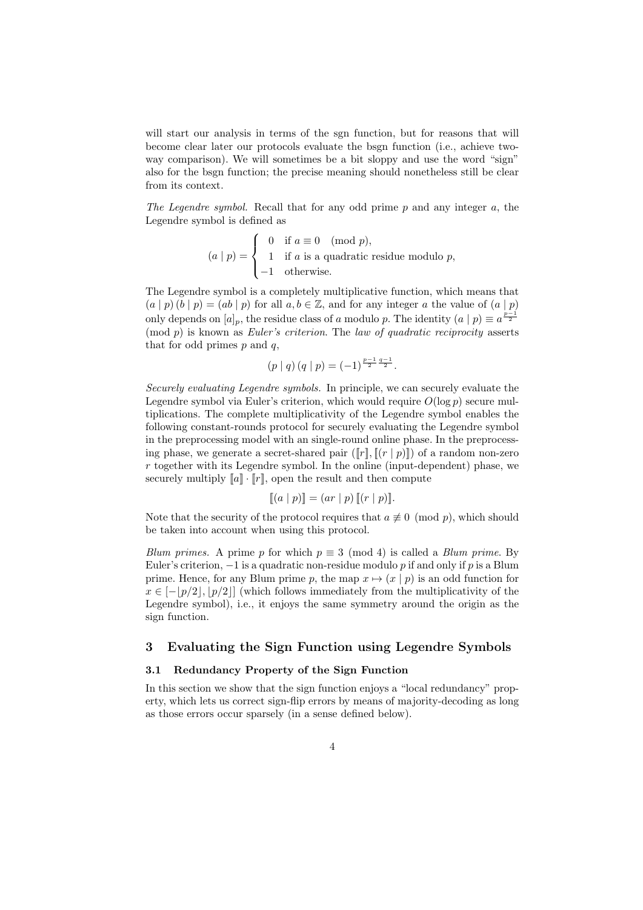will start our analysis in terms of the sgn function, but for reasons that will become clear later our protocols evaluate the bsgn function (i.e., achieve two-way comparison). We will sometimes be a bit sloppy and use the word "sign" also for the bsgn function; the precise meaning should nonetheless still be clear from its context.

*The Legendre symbol.* Recall that for any odd prime $p$ and any integer $a$, the Legendre symbol is defined as

$$(a \mid p) = \begin{cases} 0 & \text{if } a \equiv 0 \pmod{p}, \\ 1 & \text{if } a \text{ is a quadratic residue modulo } p, \\ -1 & \text{otherwise.} \end{cases}$$

The Legendre symbol is a completely multiplicative function, which means that $(a \mid p)\,(b \mid p) = (ab \mid p)$ for all $a, b \in \mathbb{Z}$, and for any integer $a$ the value of $(a \mid p)$ only depends on $[a]_p$, the residue class of $a$ modulo $p$. The identity $(a \mid p) \equiv a^{\frac{p-1}{2}} \pmod{p}$ is known as *Euler's criterion*. The *law of quadratic reciprocity* asserts that for odd primes $p$ and $q$,

$$(p \mid q)\,(q \mid p) = (-1)^{\frac{p-1}{2}\frac{q-1}{2}}.$$

*Securely evaluating Legendre symbols.* In principle, we can securely evaluate the Legendre symbol via Euler's criterion, which would require $O(\log p)$ secure multiplications. The complete multiplicativity of the Legendre symbol enables the following constant-rounds protocol for securely evaluating the Legendre symbol in the preprocessing model with an single-round online phase. In the preprocessing phase, we generate a secret-shared pair $(\llbracket r \rrbracket, \llbracket (r \mid p) \rrbracket)$ of a random non-zero $r$ together with its Legendre symbol. In the online (input-dependent) phase, we securely multiply $\llbracket a \rrbracket \cdot \llbracket r \rrbracket$, open the result and then compute

$$\llbracket (a \mid p) \rrbracket = (ar \mid p)\, \llbracket (r \mid p) \rrbracket.$$

Note that the security of the protocol requires that $a \not\equiv 0 \pmod{p}$, which should be taken into account when using this protocol.

*Blum primes.* A prime $p$ for which $p \equiv 3 \pmod 4$ is called a *Blum prime*. By Euler's criterion, $-1$ is a quadratic non-residue modulo $p$ if and only if $p$ is a Blum prime. Hence, for any Blum prime $p$, the map $x \mapsto (x \mid p)$ is an odd function for $x \in [-\lfloor p/2 \rfloor, \lfloor p/2 \rfloor]$ (which follows immediately from the multiplicativity of the Legendre symbol), i.e., it enjoys the same symmetry around the origin as the sign function.

## 3 Evaluating the Sign Function using Legendre Symbols

### 3.1 Redundancy Property of the Sign Function

In this section we show that the sign function enjoys a "local redundancy" property, which lets us correct sign-flip errors by means of majority-decoding as long as those errors occur sparsely (in a sense defined below).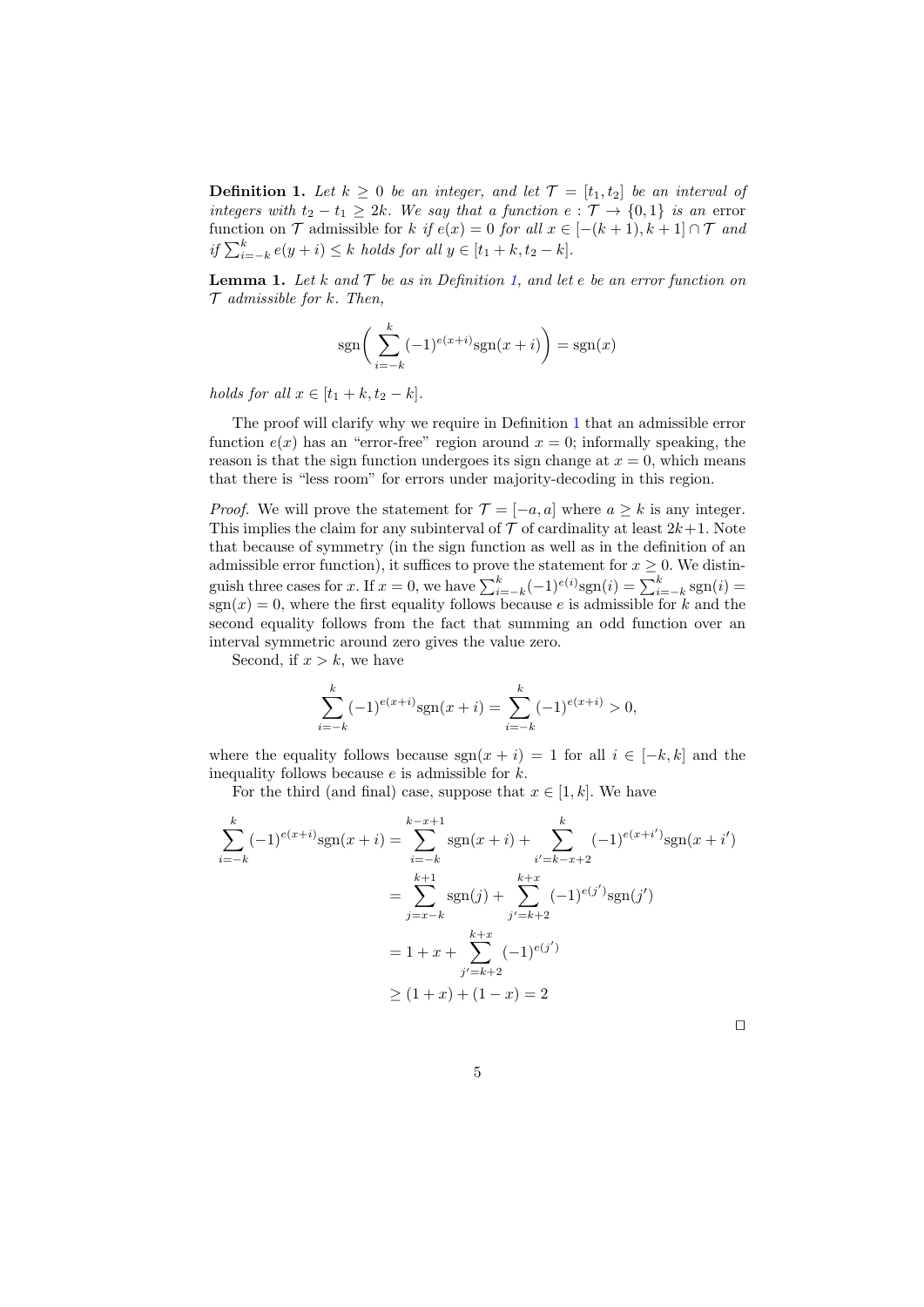**Definition 1.** *Let $k \geq 0$ be an integer, and let $\mathcal{T} = [t_1, t_2]$ be an interval of integers with $t_2 - t_1 \geq 2k$. We say that a function $e : \mathcal{T} \to \{0, 1\}$ is an* error function on $\mathcal{T}$ admissible for $k$ *if $e(x) = 0$ for all $x \in [-(k+1), k+1] \cap \mathcal{T}$ and if $\sum_{i=-k}^{k} e(y+i) \leq k$ holds for all $y \in [t_1 + k, t_2 - k]$.*

**Lemma 1.** *Let $k$ and $\mathcal{T}$ be as in Definition 1, and let $e$ be an error function on $\mathcal{T}$ admissible for $k$. Then,*

$$\operatorname{sgn}\Big( \sum_{i=-k}^{k} (-1)^{e(x+i)} \operatorname{sgn}(x+i) \Big) = \operatorname{sgn}(x)$$

*holds for all $x \in [t_1 + k, t_2 - k]$.*

The proof will clarify why we require in Definition 1 that an admissible error function $e(x)$ has an "error-free" region around $x = 0$; informally speaking, the reason is that the sign function undergoes its sign change at $x = 0$, which means that there is "less room" for errors under majority-decoding in this region.

*Proof.* We will prove the statement for $\mathcal{T} = [-a, a]$ where $a \geq k$ is any integer. This implies the claim for any subinterval of $\mathcal{T}$ of cardinality at least $2k+1$. Note that because of symmetry (in the sign function as well as in the definition of an admissible error function), it suffices to prove the statement for $x \geq 0$. We distinguish three cases for $x$. If $x = 0$, we have $\sum_{i=-k}^{k} (-1)^{e(i)} \operatorname{sgn}(i) = \sum_{i=-k}^{k} \operatorname{sgn}(i) = \operatorname{sgn}(x) = 0$, where the first equality follows because $e$ is admissible for $k$ and the second equality follows from the fact that summing an odd function over an interval symmetric around zero gives the value zero.

Second, if $x > k$, we have

$$\sum_{i=-k}^{k} (-1)^{e(x+i)} \operatorname{sgn}(x+i) = \sum_{i=-k}^{k} (-1)^{e(x+i)} > 0,$$

where the equality follows because $\operatorname{sgn}(x+i) = 1$ for all $i \in [-k, k]$ and the inequality follows because $e$ is admissible for $k$.

For the third (and final) case, suppose that $x \in [1, k]$. We have

$$\begin{aligned}
\sum_{i=-k}^{k} (-1)^{e(x+i)} \operatorname{sgn}(x+i) &= \sum_{i=-k}^{k-x+1} \operatorname{sgn}(x+i) + \sum_{i'=k-x+2}^{k} (-1)^{e(x+i')} \operatorname{sgn}(x+i') \\
&= \sum_{j=x-k}^{k+1} \operatorname{sgn}(j) + \sum_{j'=k+2}^{k+x} (-1)^{e(j')} \operatorname{sgn}(j') \\
&= 1 + x + \sum_{j'=k+2}^{k+x} (-1)^{e(j')} \\
&\geq (1+x) + (1-x) = 2
\end{aligned}$$

$\square$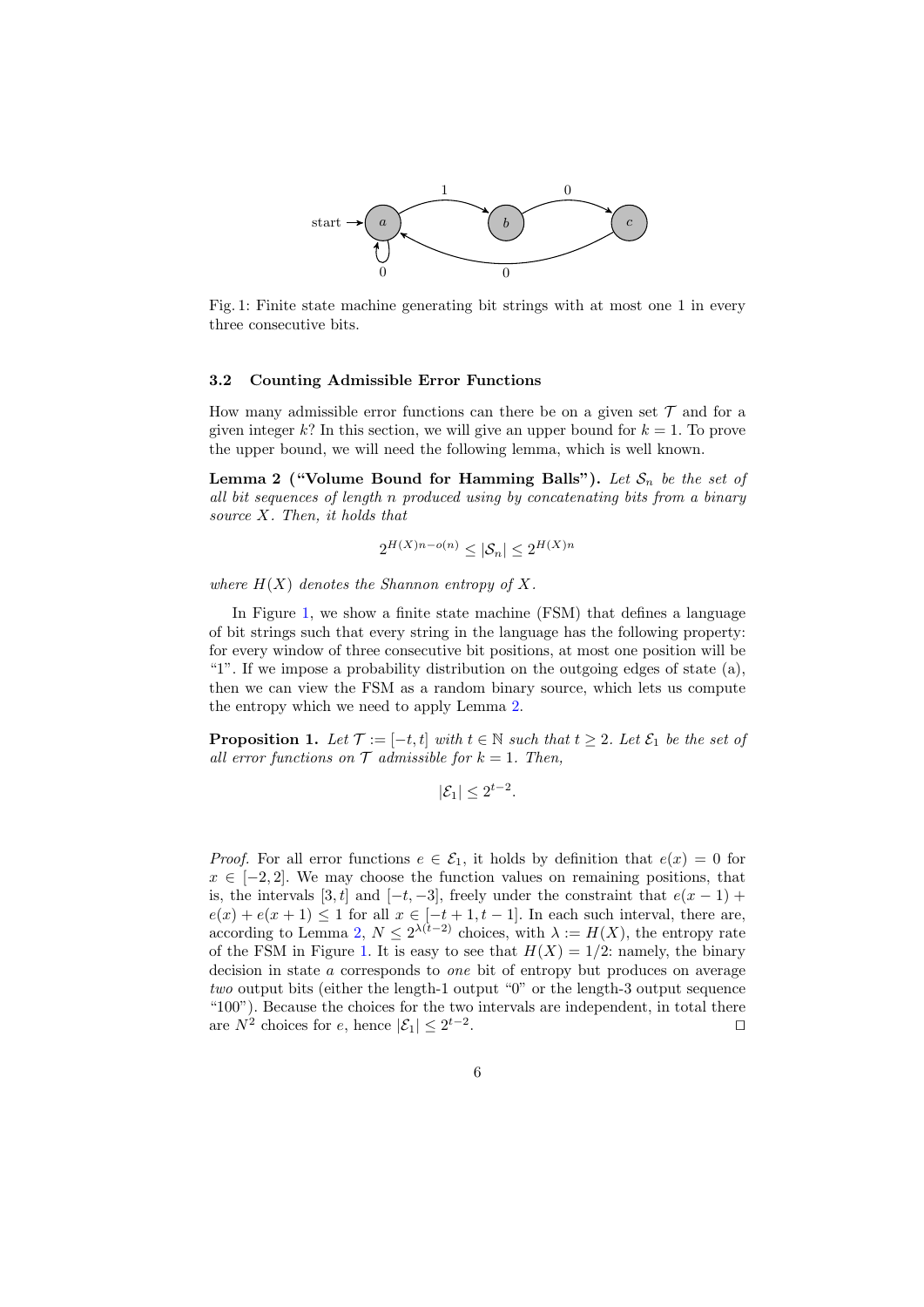Fig. 1: Finite state machine generating bit strings with at most one 1 in every three consecutive bits.

### 3.2 Counting Admissible Error Functions

How many admissible error functions can there be on a given set $\mathcal{T}$ and for a given integer $k$? In this section, we will give an upper bound for $k = 1$. To prove the upper bound, we will need the following lemma, which is well known.

**Lemma 2 ("Volume Bound for Hamming Balls").** *Let $\mathcal{S}_n$ be the set of all bit sequences of length $n$ produced using by concatenating bits from a binary source $X$. Then, it holds that*

$$2^{H(X)n - o(n)} \leq |\mathcal{S}_n| \leq 2^{H(X)n}$$

*where $H(X)$ denotes the Shannon entropy of $X$.*

In Figure 1, we show a finite state machine (FSM) that defines a language of bit strings such that every string in the language has the following property: for every window of three consecutive bit positions, at most one position will be "1". If we impose a probability distribution on the outgoing edges of state (a), then we can view the FSM as a random binary source, which lets us compute the entropy which we need to apply Lemma 2.

**Proposition 1.** *Let $\mathcal{T} := [-t, t]$ with $t \in \mathbb{N}$ such that $t \geq 2$. Let $\mathcal{E}_1$ be the set of all error functions on $\mathcal{T}$ admissible for $k = 1$. Then,*

$$|\mathcal{E}_1| \leq 2^{t-2}.$$

*Proof.* For all error functions $e \in \mathcal{E}_1$, it holds by definition that $e(x) = 0$ for $x \in [-2, 2]$. We may choose the function values on remaining positions, that is, the intervals $[3, t]$ and $[-t, -3]$, freely under the constraint that $e(x-1) + e(x) + e(x+1) \leq 1$ for all $x \in [-t+1, t-1]$. In each such interval, there are, according to Lemma 2, $N \leq 2^{\lambda(t-2)}$ choices, with $\lambda := H(X)$, the entropy rate of the FSM in Figure 1. It is easy to see that $H(X) = 1/2$: namely, the binary decision in state $a$ corresponds to *one* bit of entropy but produces on average *two* output bits (either the length-1 output "0" or the length-3 output sequence "100"). Because the choices for the two intervals are independent, in total there are $N^2$ choices for $e$, hence $|\mathcal{E}_1| \leq 2^{t-2}$. $\square$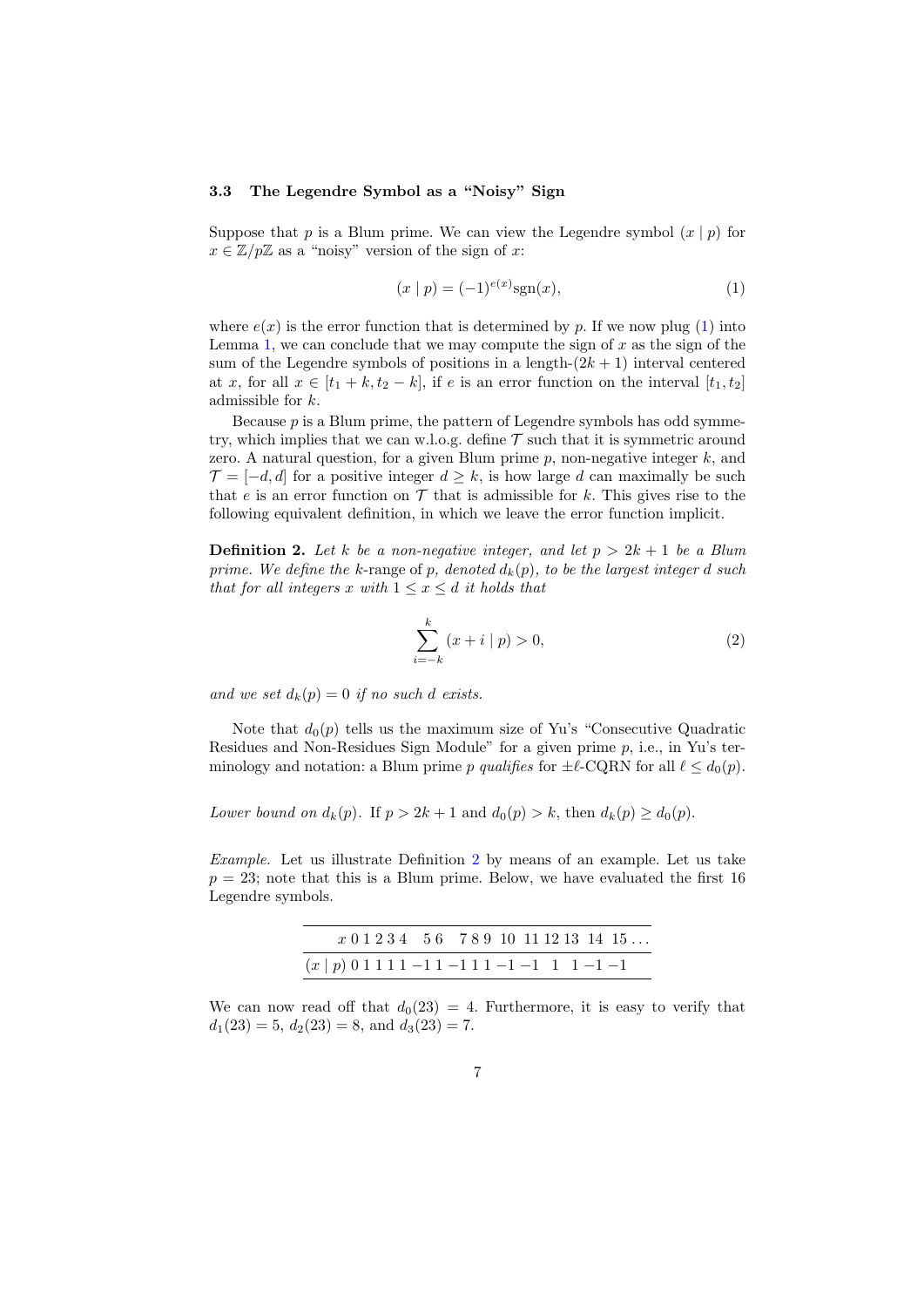### 3.3 The Legendre Symbol as a "Noisy" Sign

Suppose that $p$ is a Blum prime. We can view the Legendre symbol $(x \mid p)$ for $x \in \mathbb{Z}/p\mathbb{Z}$ as a "noisy" version of the sign of $x$:

$$(x \mid p) = (-1)^{e(x)} \mathrm{sgn}(x), \tag{1}$$

where $e(x)$ is the error function that is determined by $p$. If we now plug (1) into Lemma 1, we can conclude that we may compute the sign of $x$ as the sign of the sum of the Legendre symbols of positions in a length-$(2k+1)$ interval centered at $x$, for all $x \in [t_1 + k, t_2 - k]$, if $e$ is an error function on the interval $[t_1, t_2]$ admissible for $k$.

Because $p$ is a Blum prime, the pattern of Legendre symbols has odd symmetry, which implies that we can w.l.o.g. define $\mathcal{T}$ such that it is symmetric around zero. A natural question, for a given Blum prime $p$, non-negative integer $k$, and $\mathcal{T} = [-d, d]$ for a positive integer $d \geq k$, is how large $d$ can maximally be such that $e$ is an error function on $\mathcal{T}$ that is admissible for $k$. This gives rise to the following equivalent definition, in which we leave the error function implicit.

**Definition 2.** *Let $k$ be a non-negative integer, and let $p > 2k+1$ be a Blum prime. We define the* $k$-range *of $p$, denoted $d_k(p)$, to be the largest integer $d$ such that for all integers $x$ with $1 \leq x \leq d$ it holds that*

$$\sum_{i=-k}^{k} (x + i \mid p) > 0, \tag{2}$$

*and we set $d_k(p) = 0$ if no such $d$ exists.*

Note that $d_0(p)$ tells us the maximum size of Yu's "Consecutive Quadratic Residues and Non-Residues Sign Module" for a given prime $p$, i.e., in Yu's terminology and notation: a Blum prime $p$ *qualifies* for $\pm\ell$-CQRN for all $\ell \leq d_0(p)$.

*Lower bound on $d_k(p)$.* If $p > 2k+1$ and $d_0(p) > k$, then $d_k(p) \geq d_0(p)$.

*Example.* Let us illustrate Definition 2 by means of an example. Let us take $p = 23$; note that this is a Blum prime. Below, we have evaluated the first 16 Legendre symbols.

| $x$ | 0 | 1 | 2 | 3 | 4 | 5 | 6 | 7 | 8 | 9 | 10 | 11 | 12 | 13 | 14 | 15 | ... |
|---|---|---|---|---|---|---|---|---|---|---|---|---|---|---|---|---|---|
| $(x \mid p)$ | 0 | 1 | 1 | 1 | 1 | $-1$ | 1 | $-1$ | 1 | 1 | $-1$ | $-1$ | 1 | 1 | $-1$ | $-1$ | |

We can now read off that $d_0(23) = 4$. Furthermore, it is easy to verify that $d_1(23) = 5$, $d_2(23) = 8$, and $d_3(23) = 7$.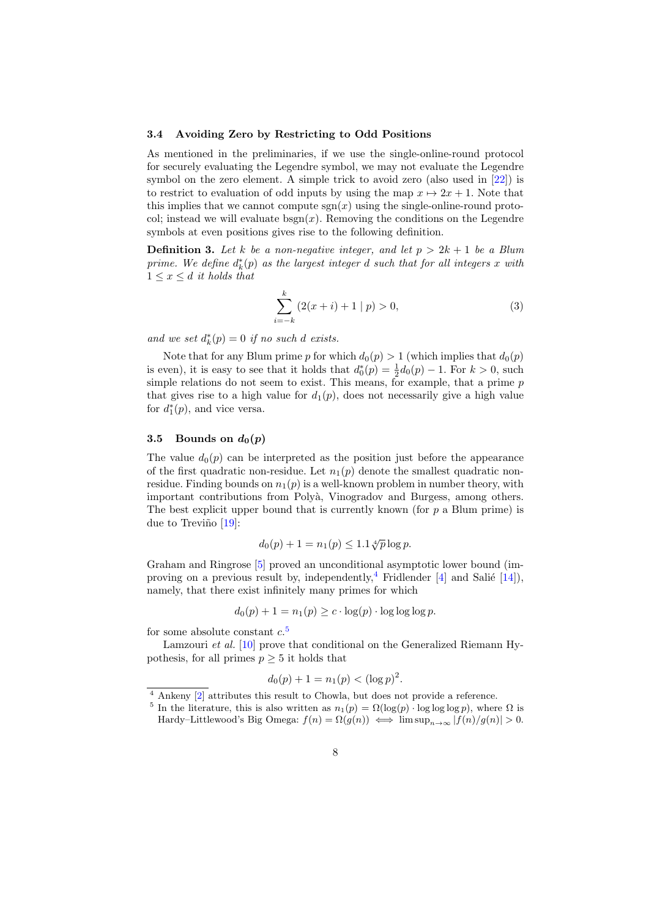### 3.4 Avoiding Zero by Restricting to Odd Positions

As mentioned in the preliminaries, if we use the single-online-round protocol for securely evaluating the Legendre symbol, we may not evaluate the Legendre symbol on the zero element. A simple trick to avoid zero (also used in [22]) is to restrict to evaluation of odd inputs by using the map $x \mapsto 2x+1$. Note that this implies that we cannot compute $\mathrm{sgn}(x)$ using the single-online-round protocol; instead we will evaluate $\mathrm{bsgn}(x)$. Removing the conditions on the Legendre symbols at even positions gives rise to the following definition.

**Definition 3.** *Let $k$ be a non-negative integer, and let $p > 2k+1$ be a Blum prime. We define $d_k^*(p)$ as the largest integer $d$ such that for all integers $x$ with $1 \leq x \leq d$ it holds that*

$$\sum_{i=-k}^{k} (2(x+i)+1 \mid p) > 0, \tag{3}$$

*and we set $d_k^*(p) = 0$ if no such $d$ exists.*

Note that for any Blum prime $p$ for which $d_0(p) > 1$ (which implies that $d_0(p)$ is even), it is easy to see that it holds that $d_0^*(p) = \frac{1}{2}d_0(p) - 1$. For $k > 0$, such simple relations do not seem to exist. This means, for example, that a prime $p$ that gives rise to a high value for $d_1(p)$, does not necessarily give a high value for $d_1^*(p)$, and vice versa.

### 3.5 Bounds on $d_0(p)$

The value $d_0(p)$ can be interpreted as the position just before the appearance of the first quadratic non-residue. Let $n_1(p)$ denote the smallest quadratic non-residue. Finding bounds on $n_1(p)$ is a well-known problem in number theory, with important contributions from Polyà, Vinogradov and Burgess, among others. The best explicit upper bound that is currently known (for $p$ a Blum prime) is due to Treviño [19]:

$$d_0(p) + 1 = n_1(p) \leq 1.1\sqrt[4]{p}\log p.$$

Graham and Ringrose [5] proved an unconditional asymptotic lower bound (improving on a previous result by, independently,[4] Fridlender [4] and Salié [14]), namely, that there exist infinitely many primes for which

$$d_0(p) + 1 = n_1(p) \geq c \cdot \log(p) \cdot \log\log\log p.$$

for some absolute constant $c$.[5]

Lamzouri *et al.* [10] prove that conditional on the Generalized Riemann Hypothesis, for all primes $p \geq 5$ it holds that

$$d_0(p) + 1 = n_1(p) < (\log p)^2.$$

[4] Ankeny [2] attributes this result to Chowla, but does not provide a reference.

[5] In the literature, this is also written as $n_1(p) = \Omega(\log(p) \cdot \log\log\log p)$, where $\Omega$ is Hardy–Littlewood's Big Omega: $f(n) = \Omega(g(n)) \iff \limsup_{n\to\infty} |f(n)/g(n)| > 0$.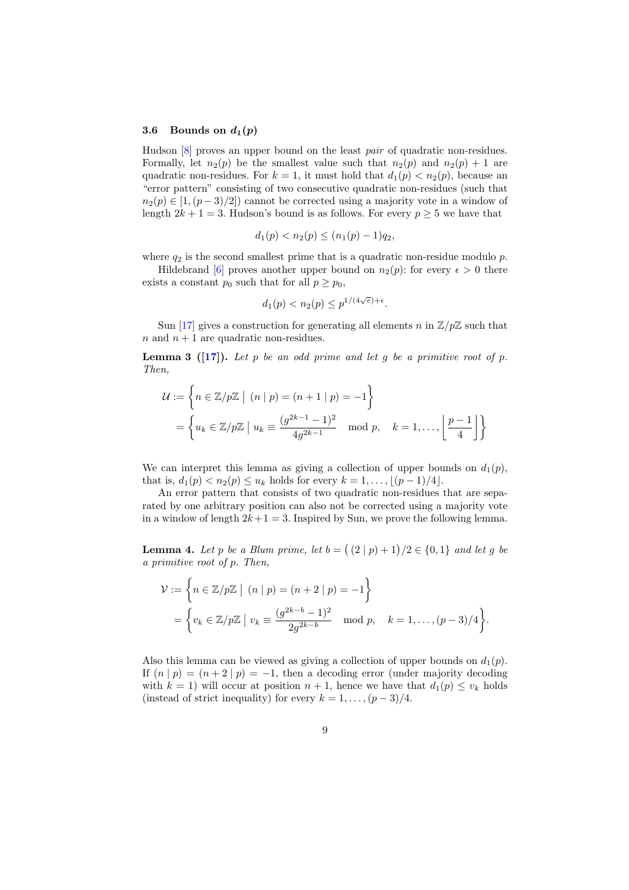### 3.6 Bounds on $d_1(p)$

Hudson [8] proves an upper bound on the least *pair* of quadratic non-residues. Formally, let $n_2(p)$ be the smallest value such that $n_2(p)$ and $n_2(p)+1$ are quadratic non-residues. For $k=1$, it must hold that $d_1(p) < n_2(p)$, because an "error pattern" consisting of two consecutive quadratic non-residues (such that $n_2(p) \in [1,(p-3)/2]$) cannot be corrected using a majority vote in a window of length $2k+1=3$. Hudson's bound is as follows. For every $p \geq 5$ we have that

$$d_1(p) < n_2(p) \leq (n_1(p)-1)q_2,$$

where $q_2$ is the second smallest prime that is a quadratic non-residue modulo $p$.

Hildebrand [6] proves another upper bound on $n_2(p)$: for every $\epsilon > 0$ there exists a constant $p_0$ such that for all $p \geq p_0$,

$$d_1(p) < n_2(p) \leq p^{1/(4\sqrt{e})+\epsilon}.$$

Sun [17] gives a construction for generating all elements $n$ in $\mathbb{Z}/p\mathbb{Z}$ such that $n$ and $n+1$ are quadratic non-residues.

**Lemma 3 ([17]).** *Let $p$ be an odd prime and let $g$ be a primitive root of $p$. Then,*

$$\begin{aligned}\mathcal{U} &:= \left\{ n \in \mathbb{Z}/p\mathbb{Z} \;\middle|\; (n \mid p) = (n+1 \mid p) = -1 \right\} \\ &= \left\{ u_k \in \mathbb{Z}/p\mathbb{Z} \;\middle|\; u_k \equiv \frac{(g^{2k-1}-1)^2}{4g^{2k-1}} \mod p, \quad k = 1, \ldots, \left\lfloor \frac{p-1}{4} \right\rfloor \right\}\end{aligned}$$

We can interpret this lemma as giving a collection of upper bounds on $d_1(p)$, that is, $d_1(p) < n_2(p) \leq u_k$ holds for every $k = 1, \ldots, \lfloor (p-1)/4 \rfloor$.

An error pattern that consists of two quadratic non-residues that are separated by one arbitrary position can also not be corrected using a majority vote in a window of length $2k+1=3$. Inspired by Sun, we prove the following lemma.

**Lemma 4.** *Let $p$ be a Blum prime, let $b = \big((2 \mid p)+1\big)/2 \in \{0,1\}$ and let $g$ be a primitive root of $p$. Then,*

$$\begin{aligned}\mathcal{V} &:= \left\{ n \in \mathbb{Z}/p\mathbb{Z} \;\middle|\; (n \mid p) = (n+2 \mid p) = -1 \right\} \\ &= \left\{ v_k \in \mathbb{Z}/p\mathbb{Z} \;\middle|\; v_k \equiv \frac{(g^{2k-b}-1)^2}{2g^{2k-b}} \mod p, \quad k = 1, \ldots, (p-3)/4 \right\}.\end{aligned}$$

Also this lemma can be viewed as giving a collection of upper bounds on $d_1(p)$. If $(n \mid p) = (n+2 \mid p) = -1$, then a decoding error (under majority decoding with $k=1$) will occur at position $n+1$, hence we have that $d_1(p) \leq v_k$ holds (instead of strict inequality) for every $k = 1, \ldots, (p-3)/4$.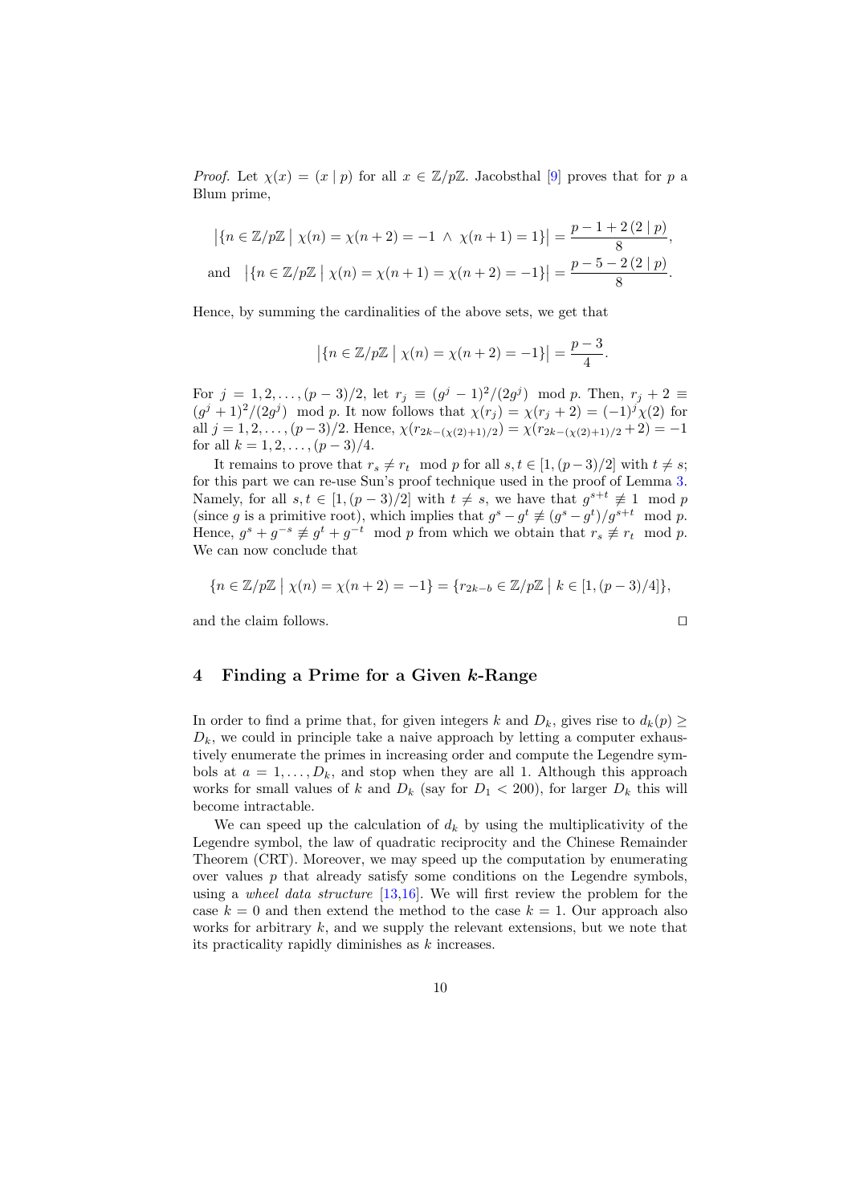*Proof.* Let $\chi(x) = (x \mid p)$ for all $x \in \mathbb{Z}/p\mathbb{Z}$. Jacobsthal [9] proves that for $p$ a Blum prime,

$$\left|\{n \in \mathbb{Z}/p\mathbb{Z} \mid \chi(n) = \chi(n+2) = -1 \ \wedge \ \chi(n+1) = 1\}\right| = \frac{p-1+2\,(2 \mid p)}{8},$$

$$\text{and} \quad \left|\{n \in \mathbb{Z}/p\mathbb{Z} \mid \chi(n) = \chi(n+1) = \chi(n+2) = -1\}\right| = \frac{p-5-2\,(2 \mid p)}{8}.$$

Hence, by summing the cardinalities of the above sets, we get that

$$\left|\{n \in \mathbb{Z}/p\mathbb{Z} \mid \chi(n) = \chi(n+2) = -1\}\right| = \frac{p-3}{4}.$$

For $j = 1, 2, \ldots, (p-3)/2$, let $r_j \equiv (g^j - 1)^2/(2g^j) \mod p$. Then, $r_j + 2 \equiv (g^j+1)^2/(2g^j) \mod p$. It now follows that $\chi(r_j) = \chi(r_j + 2) = (-1)^j \chi(2)$ for all $j = 1, 2, \ldots, (p-3)/2$. Hence, $\chi(r_{2k-(\chi(2)+1)/2}) = \chi(r_{2k-(\chi(2)+1)/2} + 2) = -1$ for all $k = 1, 2, \ldots, (p-3)/4$.

It remains to prove that $r_s \not\equiv r_t \mod p$ for all $s, t \in [1, (p-3)/2]$ with $t \neq s$; for this part we can re-use Sun's proof technique used in the proof of Lemma 3. Namely, for all $s, t \in [1, (p-3)/2]$ with $t \neq s$, we have that $g^{s+t} \not\equiv 1 \mod p$ (since $g$ is a primitive root), which implies that $g^s - g^t \not\equiv (g^s - g^t)/g^{s+t} \mod p$. Hence, $g^s + g^{-s} \not\equiv g^t + g^{-t} \mod p$ from which we obtain that $r_s \not\equiv r_t \mod p$. We can now conclude that

$$\{n \in \mathbb{Z}/p\mathbb{Z} \mid \chi(n) = \chi(n+2) = -1\} = \{r_{2k-b} \in \mathbb{Z}/p\mathbb{Z} \mid k \in [1, (p-3)/4]\},$$

and the claim follows. ∎

## 4 Finding a Prime for a Given $k$-Range

In order to find a prime that, for given integers $k$ and $D_k$, gives rise to $d_k(p) \geq D_k$, we could in principle take a naive approach by letting a computer exhaustively enumerate the primes in increasing order and compute the Legendre symbols at $a = 1, \ldots, D_k$, and stop when they are all 1. Although this approach works for small values of $k$ and $D_k$ (say for $D_1 < 200$), for larger $D_k$ this will become intractable.

We can speed up the calculation of $d_k$ by using the multiplicativity of the Legendre symbol, the law of quadratic reciprocity and the Chinese Remainder Theorem (CRT). Moreover, we may speed up the computation by enumerating over values $p$ that already satisfy some conditions on the Legendre symbols, using a *wheel data structure* [13,16]. We will first review the problem for the case $k = 0$ and then extend the method to the case $k = 1$. Our approach also works for arbitrary $k$, and we supply the relevant extensions, but we note that its practicality rapidly diminishes as $k$ increases.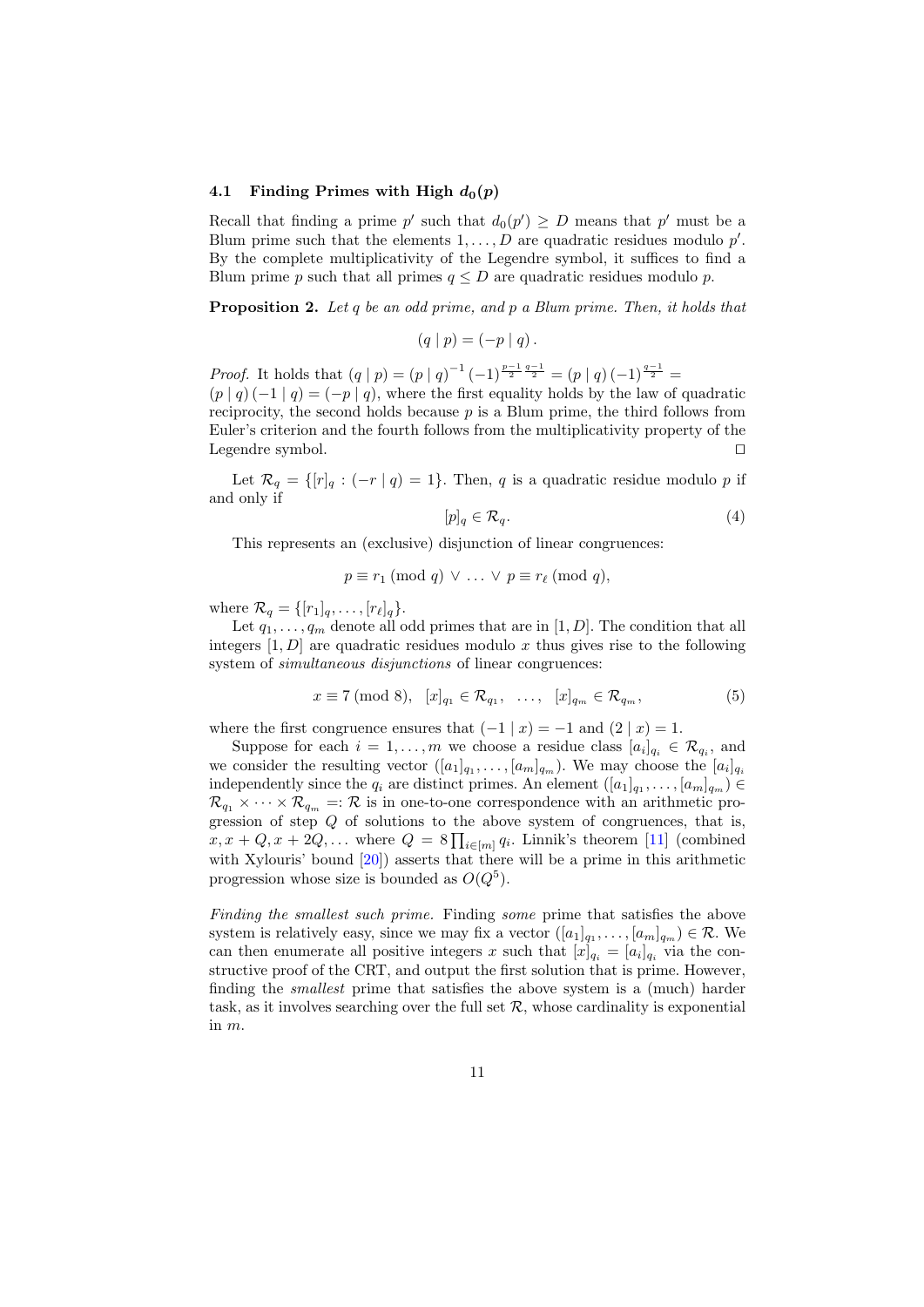### 4.1 Finding Primes with High $d_0(p)$

Recall that finding a prime $p'$ such that $d_0(p') \geq D$ means that $p'$ must be a Blum prime such that the elements $1, \ldots, D$ are quadratic residues modulo $p'$. By the complete multiplicativity of the Legendre symbol, it suffices to find a Blum prime $p$ such that all primes $q \leq D$ are quadratic residues modulo $p$.

**Proposition 2.** *Let $q$ be an odd prime, and $p$ a Blum prime. Then, it holds that*

$$(q \mid p) = (-p \mid q) .$$

*Proof.* It holds that $(q \mid p) = (p \mid q)^{-1} (-1)^{\frac{p-1}{2}\frac{q-1}{2}} = (p \mid q) (-1)^{\frac{q-1}{2}} = (p \mid q) (-1 \mid q) = (-p \mid q)$, where the first equality holds by the law of quadratic reciprocity, the second holds because $p$ is a Blum prime, the third follows from Euler's criterion and the fourth follows from the multiplicativity property of the Legendre symbol. ◻

Let $\mathcal{R}_q = \{[r]_q : (-r \mid q) = 1\}$. Then, $q$ is a quadratic residue modulo $p$ if and only if

$$[p]_q \in \mathcal{R}_q. \tag{4}$$

This represents an (exclusive) disjunction of linear congruences:

$$p \equiv r_1 \ (\mathrm{mod}\ q) \ \vee \ \ldots \ \vee \ p \equiv r_\ell \ (\mathrm{mod}\ q),$$

where $\mathcal{R}_q = \{[r_1]_q, \ldots, [r_\ell]_q\}$.

Let $q_1, \ldots, q_m$ denote all odd primes that are in $[1, D]$. The condition that all integers $[1, D]$ are quadratic residues modulo $x$ thus gives rise to the following system of *simultaneous disjunctions* of linear congruences:

$$x \equiv 7 \ (\mathrm{mod}\ 8), \quad [x]_{q_1} \in \mathcal{R}_{q_1}, \quad \ldots, \quad [x]_{q_m} \in \mathcal{R}_{q_m}, \tag{5}$$

where the first congruence ensures that $(-1 \mid x) = -1$ and $(2 \mid x) = 1$.

Suppose for each $i = 1, \ldots, m$ we choose a residue class $[a_i]_{q_i} \in \mathcal{R}_{q_i}$, and we consider the resulting vector $([a_1]_{q_1}, \ldots, [a_m]_{q_m})$. We may choose the $[a_i]_{q_i}$ independently since the $q_i$ are distinct primes. An element $([a_1]_{q_1}, \ldots, [a_m]_{q_m}) \in \mathcal{R}_{q_1} \times \cdots \times \mathcal{R}_{q_m} =: \mathcal{R}$ is in one-to-one correspondence with an arithmetic progression of step $Q$ of solutions to the above system of congruences, that is, $x, x + Q, x + 2Q, \ldots$ where $Q = 8 \prod_{i \in [m]} q_i$. Linnik's theorem [11] (combined with Xylouris' bound [20]) asserts that there will be a prime in this arithmetic progression whose size is bounded as $O(Q^5)$.

*Finding the smallest such prime.* Finding *some* prime that satisfies the above system is relatively easy, since we may fix a vector $([a_1]_{q_1}, \ldots, [a_m]_{q_m}) \in \mathcal{R}$. We can then enumerate all positive integers $x$ such that $[x]_{q_i} = [a_i]_{q_i}$ via the constructive proof of the CRT, and output the first solution that is prime. However, finding the *smallest* prime that satisfies the above system is a (much) harder task, as it involves searching over the full set $\mathcal{R}$, whose cardinality is exponential in $m$.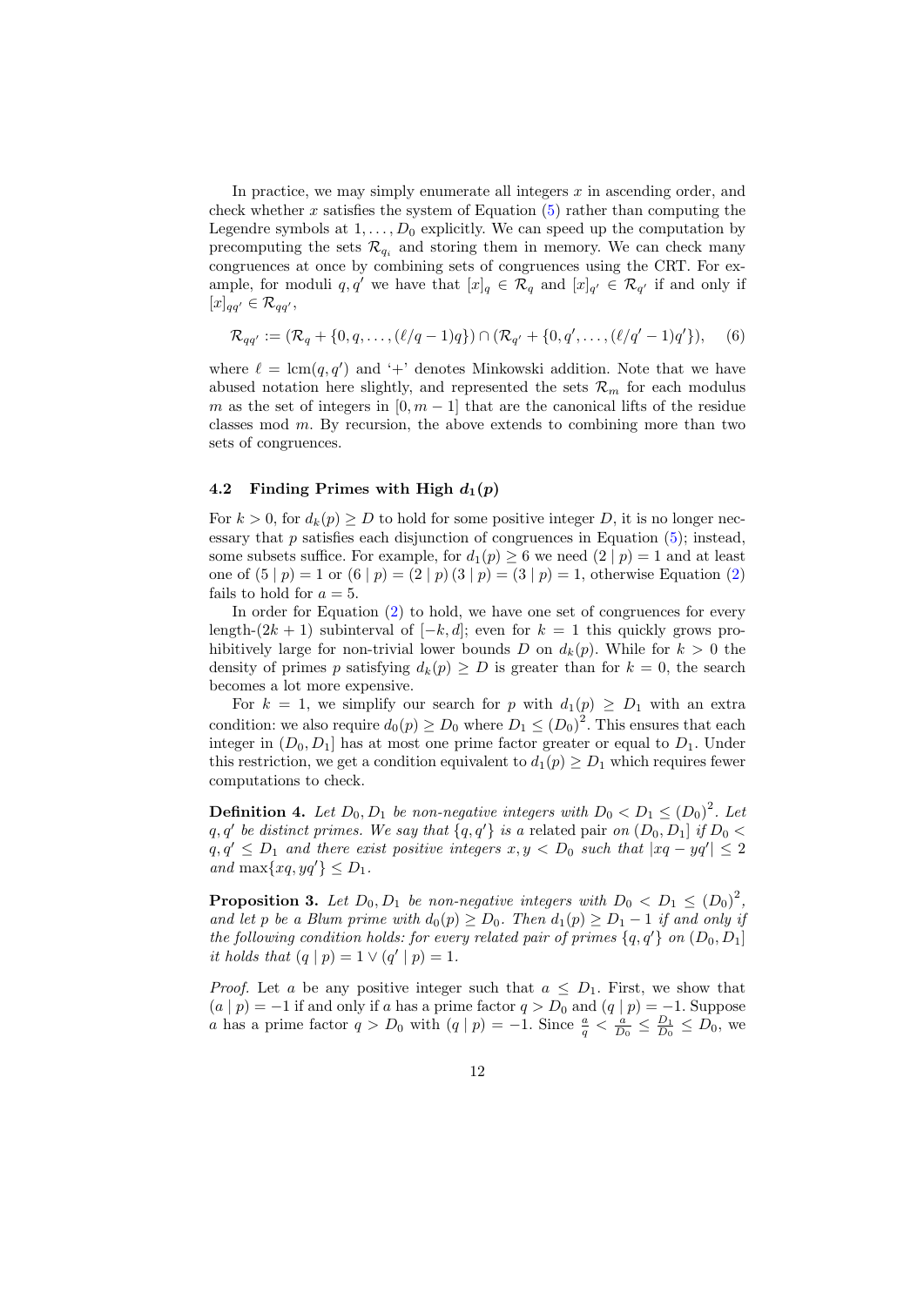In practice, we may simply enumerate all integers $x$ in ascending order, and check whether $x$ satisfies the system of Equation (5) rather than computing the Legendre symbols at $1, \ldots, D_0$ explicitly. We can speed up the computation by precomputing the sets $\mathcal{R}_q$, and storing them in memory. We can check many congruences at once by combining sets of congruences using the CRT. For example, for moduli $q, q'$ we have that $[x]_q \in \mathcal{R}_q$ and $[x]_{q'} \in \mathcal{R}_{q'}$ if and only if $[x]_{qq'} \in \mathcal{R}_{qq'}$,

$$\mathcal{R}_{qq'} := (\mathcal{R}_q + \{0, q, \ldots, (\ell/q - 1)q\}) \cap (\mathcal{R}_{q'} + \{0, q', \ldots, (\ell/q' - 1)q'\}), \quad (6)$$

where $\ell = \mathrm{lcm}(q, q')$ and '+' denotes Minkowski addition. Note that we have abused notation here slightly, and represented the sets $\mathcal{R}_m$ for each modulus $m$ as the set of integers in $[0, m-1]$ that are the canonical lifts of the residue classes mod $m$. By recursion, the above extends to combining more than two sets of congruences.

### 4.2 Finding Primes with High $d_1(p)$

For $k > 0$, for $d_k(p) \geq D$ to hold for some positive integer $D$, it is no longer necessary that $p$ satisfies each disjunction of congruences in Equation (5); instead, some subsets suffice. For example, for $d_1(p) \geq 6$ we need $(2 \mid p) = 1$ and at least one of $(5 \mid p) = 1$ or $(6 \mid p) = (2 \mid p)(3 \mid p) = (3 \mid p) = 1$, otherwise Equation (2) fails to hold for $a = 5$.

In order for Equation (2) to hold, we have one set of congruences for every length-$(2k+1)$ subinterval of $[-k, d]$; even for $k = 1$ this quickly grows prohibitively large for non-trivial lower bounds $D$ on $d_k(p)$. While for $k > 0$ the density of primes $p$ satisfying $d_k(p) \geq D$ is greater than for $k = 0$, the search becomes a lot more expensive.

For $k = 1$, we simplify our search for $p$ with $d_1(p) \geq D_1$ with an extra condition: we also require $d_0(p) \geq D_0$ where $D_1 \leq (D_0)^2$. This ensures that each integer in $(D_0, D_1]$ has at most one prime factor greater or equal to $D_1$. Under this restriction, we get a condition equivalent to $d_1(p) \geq D_1$ which requires fewer computations to check.

**Definition 4.** *Let $D_0, D_1$ be non-negative integers with $D_0 < D_1 \leq (D_0)^2$. Let $q, q'$ be distinct primes. We say that $\{q, q'\}$ is a* related pair *on $(D_0, D_1]$ if $D_0 < q, q' \leq D_1$ and there exist positive integers $x, y < D_0$ such that $|xq - yq'| \leq 2$ and $\max\{xq, yq'\} \leq D_1$.*

**Proposition 3.** *Let $D_0, D_1$ be non-negative integers with $D_0 < D_1 \leq (D_0)^2$, and let $p$ be a Blum prime with $d_0(p) \geq D_0$. Then $d_1(p) \geq D_1 - 1$ if and only if the following condition holds: for every related pair of primes $\{q, q'\}$ on $(D_0, D_1]$ it holds that $(q \mid p) = 1 \vee (q' \mid p) = 1$.*

*Proof.* Let $a$ be any positive integer such that $a \leq D_1$. First, we show that $(a \mid p) = -1$ if and only if $a$ has a prime factor $q > D_0$ and $(q \mid p) = -1$. Suppose $a$ has a prime factor $q > D_0$ with $(q \mid p) = -1$. Since $\frac{a}{q} < \frac{a}{D_0} \leq \frac{D_1}{D_0} \leq D_0$, we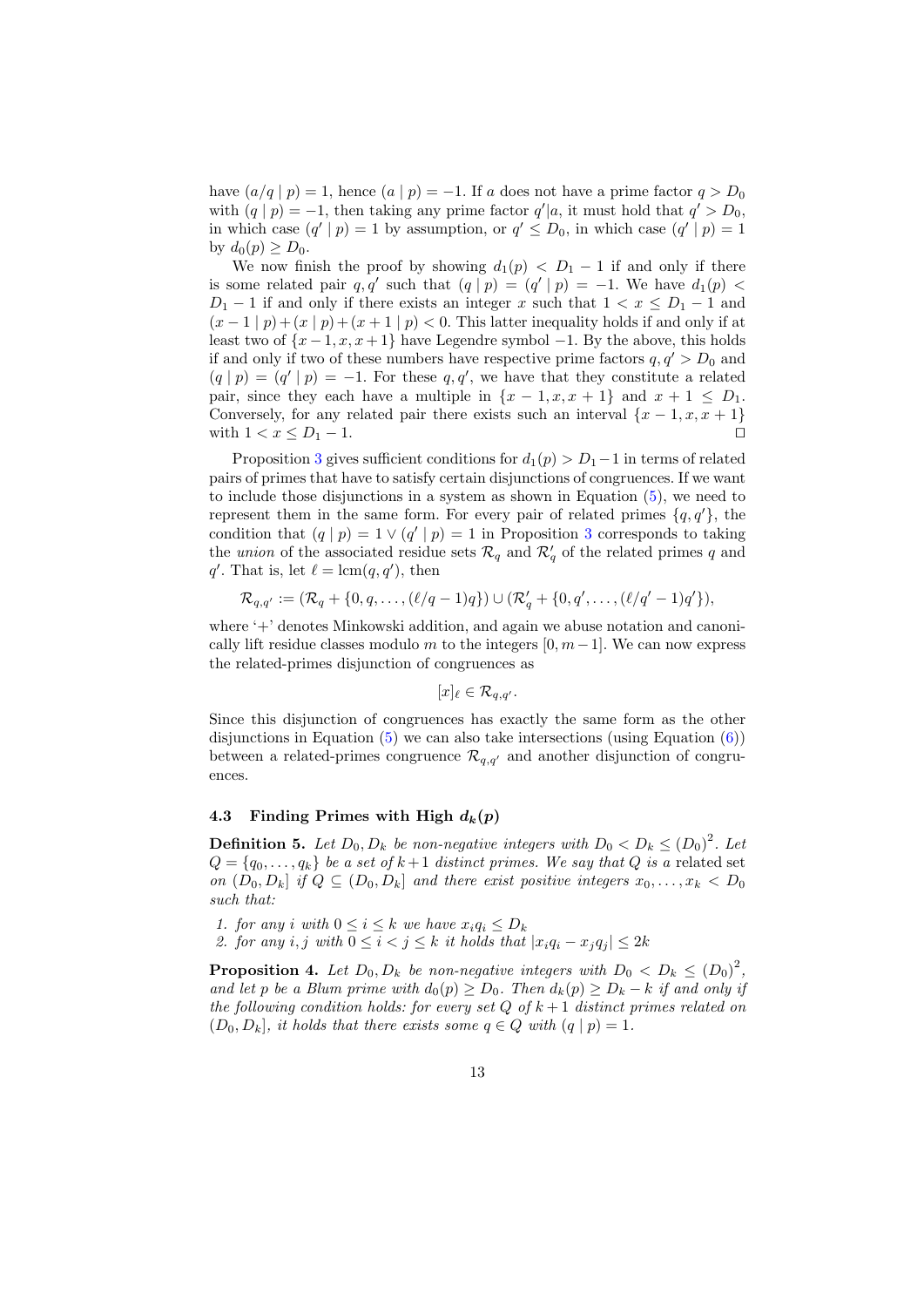have $(a/q \mid p) = 1$, hence $(a \mid p) = -1$. If $a$ does not have a prime factor $q > D_0$ with $(q \mid p) = -1$, then taking any prime factor $q'|a$, it must hold that $q' > D_0$, in which case $(q' \mid p) = 1$ by assumption, or $q' \leq D_0$, in which case $(q' \mid p) = 1$ by $d_0(p) \geq D_0$.

We now finish the proof by showing $d_1(p) < D_1 - 1$ if and only if there is some related pair $q, q'$ such that $(q \mid p) = (q' \mid p) = -1$. We have $d_1(p) < D_1 - 1$ if and only if there exists an integer $x$ such that $1 < x \leq D_1 - 1$ and $(x-1 \mid p) + (x \mid p) + (x+1 \mid p) < 0$. This latter inequality holds if and only if at least two of $\{x-1, x, x+1\}$ have Legendre symbol $-1$. By the above, this holds if and only if two of these numbers have respective prime factors $q, q' > D_0$ and $(q \mid p) = (q' \mid p) = -1$. For these $q, q'$, we have that they constitute a related pair, since they each have a multiple in $\{x-1, x, x+1\}$ and $x + 1 \leq D_1$. Conversely, for any related pair there exists such an interval $\{x-1, x, x+1\}$ with $1 < x \leq D_1 - 1$. ◻

Proposition 3 gives sufficient conditions for $d_1(p) > D_1 - 1$ in terms of related pairs of primes that have to satisfy certain disjunctions of congruences. If we want to include those disjunctions in a system as shown in Equation (5), we need to represent them in the same form. For every pair of related primes $\{q, q'\}$, the condition that $(q \mid p) = 1 \vee (q' \mid p) = 1$ in Proposition 3 corresponds to taking the *union* of the associated residue sets $\mathcal{R}_q$ and $\mathcal{R}'_q$ of the related primes $q$ and $q'$. That is, let $\ell = \operatorname{lcm}(q, q')$, then

$$\mathcal{R}_{q,q'} := (\mathcal{R}_q + \{0, q, \ldots, (\ell/q - 1)q\}) \cup (\mathcal{R}'_q + \{0, q', \ldots, (\ell/q' - 1)q'\}),$$

where '+' denotes Minkowski addition, and again we abuse notation and canonically lift residue classes modulo $m$ to the integers $[0, m-1]$. We can now express the related-primes disjunction of congruences as

$$[x]_\ell \in \mathcal{R}_{q,q'}.$$

Since this disjunction of congruences has exactly the same form as the other disjunctions in Equation (5) we can also take intersections (using Equation (6)) between a related-primes congruence $\mathcal{R}_{q,q'}$ and another disjunction of congruences.

### 4.3 Finding Primes with High $d_k(p)$

**Definition 5.** *Let $D_0, D_k$ be non-negative integers with $D_0 < D_k \leq (D_0)^2$. Let $Q = \{q_0, \ldots, q_k\}$ be a set of $k+1$ distinct primes. We say that $Q$ is a* related set *on $(D_0, D_k]$ if $Q \subseteq (D_0, D_k]$ and there exist positive integers $x_0, \ldots, x_k < D_0$ such that:*

1. *for any $i$ with $0 \leq i \leq k$ we have $x_i q_i \leq D_k$*
2. *for any $i, j$ with $0 \leq i < j \leq k$ it holds that $|x_i q_i - x_j q_j| \leq 2k$*

**Proposition 4.** *Let $D_0, D_k$ be non-negative integers with $D_0 < D_k \leq (D_0)^2$, and let $p$ be a Blum prime with $d_0(p) \geq D_0$. Then $d_k(p) \geq D_k - k$ if and only if the following condition holds: for every set $Q$ of $k+1$ distinct primes related on $(D_0, D_k]$, it holds that there exists some $q \in Q$ with $(q \mid p) = 1$.*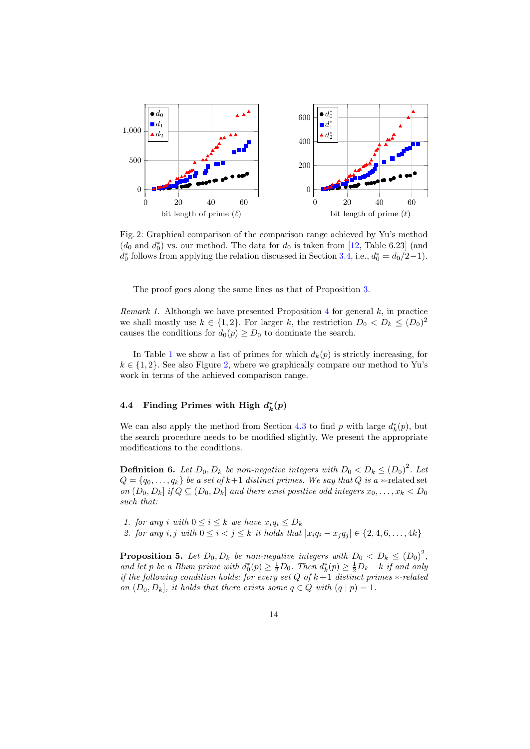Fig. 2: Graphical comparison of the comparison range achieved by Yu's method ($d_0$ and $d_0^*$) vs. our method. The data for $d_0$ is taken from [12, Table 6.23] (and $d_0^*$ follows from applying the relation discussed in Section 3.4, i.e., $d_0^* = d_0/2-1$).

The proof goes along the same lines as that of Proposition 3.

*Remark 1.* Although we have presented Proposition 4 for general $k$, in practice we shall mostly use $k \in \{1,2\}$. For larger $k$, the restriction $D_0 < D_k \leq (D_0)^2$ causes the conditions for $d_0(p) \geq D_0$ to dominate the search.

In Table 1 we show a list of primes for which $d_k(p)$ is strictly increasing, for $k \in \{1,2\}$. See also Figure 2, where we graphically compare our method to Yu's work in terms of the achieved comparison range.

### 4.4 Finding Primes with High $d_k^*(p)$

We can also apply the method from Section 4.3 to find $p$ with large $d_k^*(p)$, but the search procedure needs to be modified slightly. We present the appropriate modifications to the conditions.

**Definition 6.** *Let $D_0, D_k$ be non-negative integers with $D_0 < D_k \leq (D_0)^2$. Let $Q = \{q_0, \ldots, q_k\}$ be a set of $k+1$ distinct primes. We say that $Q$ is a* $*$-related set *on $(D_0, D_k]$ if $Q \subseteq (D_0, D_k]$ and there exist positive odd integers $x_0, \ldots, x_k < D_0$ such that:*

1. *for any $i$ with $0 \leq i \leq k$ we have $x_i q_i \leq D_k$*
2. *for any $i, j$ with $0 \leq i < j \leq k$ it holds that $|x_i q_i - x_j q_j| \in \{2, 4, 6, \ldots, 4k\}$*

**Proposition 5.** *Let $D_0, D_k$ be non-negative integers with $D_0 < D_k \leq (D_0)^2$, and let $p$ be a Blum prime with $d_0^*(p) \geq \frac{1}{2}D_0$. Then $d_k^*(p) \geq \frac{1}{2}D_k - k$ if and only if the following condition holds: for every set $Q$ of $k+1$ distinct primes $*$-related on $(D_0, D_k]$, it holds that there exists some $q \in Q$ with $(q \mid p) = 1$.*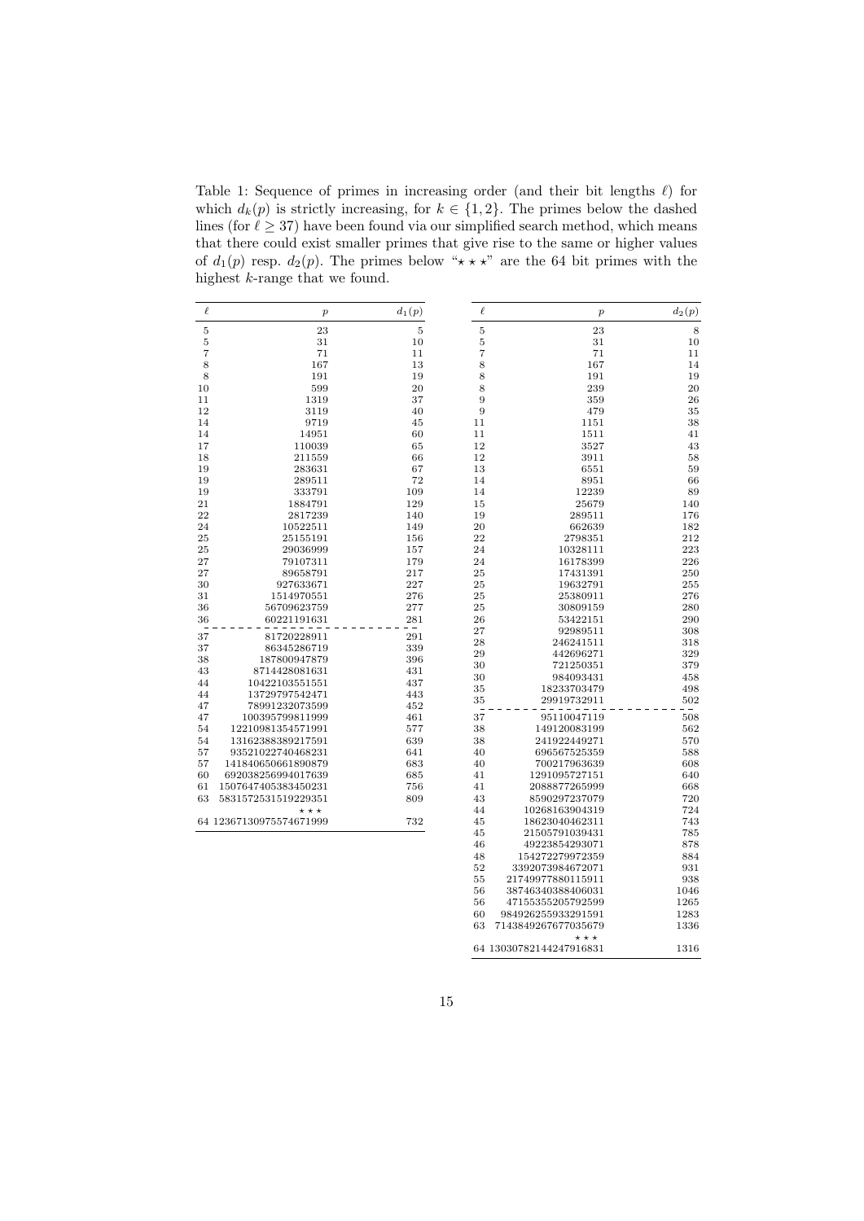Table 1: Sequence of primes in increasing order (and their bit lengths $\ell$) for which $d_k(p)$ is strictly increasing, for $k \in \{1, 2\}$. The primes below the dashed lines (for $\ell \geq 37$) have been found via our simplified search method, which means that there could exist smaller primes that give rise to the same or higher values of $d_1(p)$ resp. $d_2(p)$. The primes below "⋆ ⋆ ⋆" are the 64 bit primes with the highest $k$-range that we found.

| $\ell$ | $p$ | $d_1(p)$ |
|---|---|---|
| 5 | 23 | 5 |
| 5 | 31 | 10 |
| 7 | 71 | 11 |
| 8 | 167 | 13 |
| 8 | 191 | 19 |
| 10 | 599 | 20 |
| 11 | 1319 | 37 |
| 12 | 3119 | 40 |
| 14 | 9719 | 45 |
| 14 | 14951 | 60 |
| 17 | 110039 | 65 |
| 18 | 211559 | 66 |
| 19 | 283631 | 67 |
| 19 | 289511 | 72 |
| 19 | 333791 | 109 |
| 21 | 1884791 | 129 |
| 22 | 2817239 | 140 |
| 24 | 10522511 | 149 |
| 25 | 25155191 | 156 |
| 25 | 29036999 | 157 |
| 27 | 79107311 | 179 |
| 27 | 89658791 | 217 |
| 30 | 927633671 | 227 |
| 31 | 1514970551 | 276 |
| 36 | 56709623759 | 277 |
| 36 | 60221191631 | 281 |
| - - - | - - - | - - - |
| 37 | 81720228911 | 291 |
| 37 | 86345286719 | 339 |
| 38 | 187800947879 | 396 |
| 43 | 8714428081631 | 431 |
| 44 | 10422103551551 | 437 |
| 44 | 13729797542471 | 443 |
| 47 | 78991232073599 | 452 |
| 47 | 100395799811999 | 461 |
| 54 | 12210981354571991 | 577 |
| 54 | 13162388389217591 | 639 |
| 57 | 93521022740468231 | 641 |
| 57 | 141840650661890879 | 683 |
| 60 | 692038256994017639 | 685 |
| 61 | 1507647405383450231 | 756 |
| 63 | 5831572531519229351 | 809 |
| | ⋆ ⋆ ⋆ | |
| 64 | 12367130975574671999 | 732 |

| $\ell$ | $p$ | $d_2(p)$ |
|---|---|---|
| 5 | 23 | 8 |
| 5 | 31 | 10 |
| 7 | 71 | 11 |
| 8 | 167 | 14 |
| 8 | 191 | 19 |
| 8 | 239 | 20 |
| 9 | 359 | 26 |
| 9 | 479 | 35 |
| 11 | 1151 | 38 |
| 11 | 1511 | 41 |
| 12 | 3527 | 43 |
| 12 | 3911 | 58 |
| 13 | 6551 | 59 |
| 14 | 8951 | 66 |
| 14 | 12239 | 89 |
| 15 | 25679 | 140 |
| 19 | 289511 | 176 |
| 20 | 662639 | 182 |
| 22 | 2798351 | 212 |
| 24 | 10328111 | 223 |
| 24 | 16178399 | 226 |
| 25 | 17431391 | 250 |
| 25 | 19632791 | 255 |
| 25 | 25380911 | 276 |
| 25 | 30809159 | 280 |
| 26 | 53422151 | 290 |
| 27 | 92989511 | 308 |
| 28 | 246241511 | 318 |
| 29 | 442696271 | 329 |
| 30 | 721250351 | 379 |
| 30 | 984093431 | 458 |
| 35 | 18233703479 | 498 |
| 35 | 29919732911 | 502 |
| - - - | - - - | - - - |
| 37 | 95110047119 | 508 |
| 38 | 149120083199 | 562 |
| 38 | 241922449271 | 570 |
| 40 | 696567525359 | 588 |
| 40 | 700217963639 | 608 |
| 41 | 1291095727151 | 640 |
| 41 | 2088877265999 | 668 |
| 43 | 8590297237079 | 720 |
| 44 | 10268163904319 | 724 |
| 45 | 18623040462311 | 743 |
| 45 | 21505791039431 | 785 |
| 46 | 49223854293071 | 878 |
| 48 | 154272279972359 | 884 |
| 52 | 3392073984672071 | 931 |
| 55 | 21749977880115911 | 938 |
| 56 | 38746340388406031 | 1046 |
| 56 | 47155355205792599 | 1265 |
| 60 | 984926255933291591 | 1283 |
| 63 | 7143849267677035679 | 1336 |
| | ⋆ ⋆ ⋆ | |
| 64 | 13030782144247916831 | 1316 |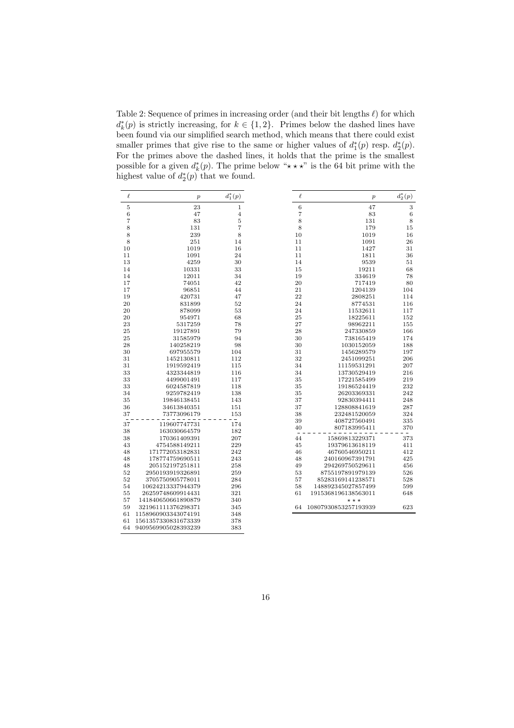Table 2: Sequence of primes in increasing order (and their bit lengths $\ell$) for which $d_k^*(p)$ is strictly increasing, for $k \in \{1, 2\}$. Primes below the dashed lines have been found via our simplified search method, which means that there could exist smaller primes that give rise to the same or higher values of $d_1^*(p)$ resp. $d_2^*(p)$. For the primes above the dashed lines, it holds that the prime is the smallest possible for a given $d_k^*(p)$. The prime below "⋆ ⋆ ⋆" is the 64 bit prime with the highest value of $d_2^*(p)$ that we found.

| $\ell$ | $p$ | $d_1^*(p)$ |
|---|---|---|
| 5 | 23 | 1 |
| 6 | 47 | 4 |
| 7 | 83 | 5 |
| 8 | 131 | 7 |
| 8 | 239 | 8 |
| 8 | 251 | 14 |
| 10 | 1019 | 16 |
| 11 | 1091 | 24 |
| 13 | 4259 | 30 |
| 14 | 10331 | 33 |
| 14 | 12011 | 34 |
| 17 | 74051 | 42 |
| 17 | 96851 | 44 |
| 19 | 420731 | 47 |
| 20 | 831899 | 52 |
| 20 | 878099 | 53 |
| 20 | 954971 | 68 |
| 23 | 5317259 | 78 |
| 25 | 19127891 | 79 |
| 25 | 31585979 | 94 |
| 28 | 140258219 | 98 |
| 30 | 697955579 | 104 |
| 31 | 1452130811 | 112 |
| 31 | 1919592419 | 115 |
| 33 | 4323344819 | 116 |
| 33 | 4499001491 | 117 |
| 33 | 6024587819 | 118 |
| 34 | 9259782419 | 138 |
| 35 | 19846138451 | 143 |
| 36 | 34613840351 | 151 |
| 37 | 73773096179 | 153 |
| - - - | - - - - - - - - - | - - - |
| 37 | 119607747731 | 174 |
| 38 | 163030664579 | 182 |
| 38 | 170361409391 | 207 |
| 43 | 4754588149211 | 229 |
| 48 | 171772053182831 | 242 |
| 48 | 178774759690511 | 243 |
| 48 | 205152197251811 | 258 |
| 52 | 2950193919326891 | 259 |
| 52 | 3705750905778011 | 284 |
| 54 | 10624213337944379 | 296 |
| 55 | 26259748609914431 | 321 |
| 57 | 141840650661890879 | 340 |
| 59 | 321961111376298371 | 345 |
| 61 | 1158960903343074191 | 348 |
| 61 | 1561357330831673339 | 378 |
| 64 | 9409569905028393239 | 383 |

| $\ell$ | $p$ | $d_2^*(p)$ |
|---|---|---|
| 6 | 47 | 3 |
| 7 | 83 | 6 |
| 8 | 131 | 8 |
| 8 | 179 | 15 |
| 10 | 1019 | 16 |
| 11 | 1091 | 26 |
| 11 | 1427 | 31 |
| 11 | 1811 | 36 |
| 14 | 9539 | 51 |
| 15 | 19211 | 68 |
| 19 | 334619 | 78 |
| 20 | 717419 | 80 |
| 21 | 1204139 | 104 |
| 22 | 2808251 | 114 |
| 24 | 8774531 | 116 |
| 24 | 11532611 | 117 |
| 25 | 18225611 | 152 |
| 27 | 98962211 | 155 |
| 28 | 247330859 | 166 |
| 30 | 738165419 | 174 |
| 30 | 1030152059 | 188 |
| 31 | 1456289579 | 197 |
| 32 | 2451099251 | 206 |
| 34 | 11159531291 | 207 |
| 34 | 13730529419 | 216 |
| 35 | 17221585499 | 219 |
| 35 | 19186524419 | 232 |
| 35 | 26203369331 | 242 |
| 37 | 92830394411 | 248 |
| 37 | 128808841619 | 287 |
| 38 | 232481520059 | 324 |
| 39 | 408727560491 | 335 |
| 40 | 807183995411 | 370 |
| - - - | - - - - - - - - - | - - - |
| 44 | 15869813229371 | 373 |
| 45 | 19379613618119 | 411 |
| 46 | 46760546950211 | 412 |
| 48 | 240160967391791 | 425 |
| 49 | 294269750529611 | 456 |
| 53 | 8755197891979139 | 526 |
| 57 | 85283169141238571 | 528 |
| 58 | 148892345027857499 | 599 |
| 61 | 1915368196138563011 | 648 |
| | ⋆ ⋆ ⋆ | |
| 64 | 10807930853257193939 | 623 |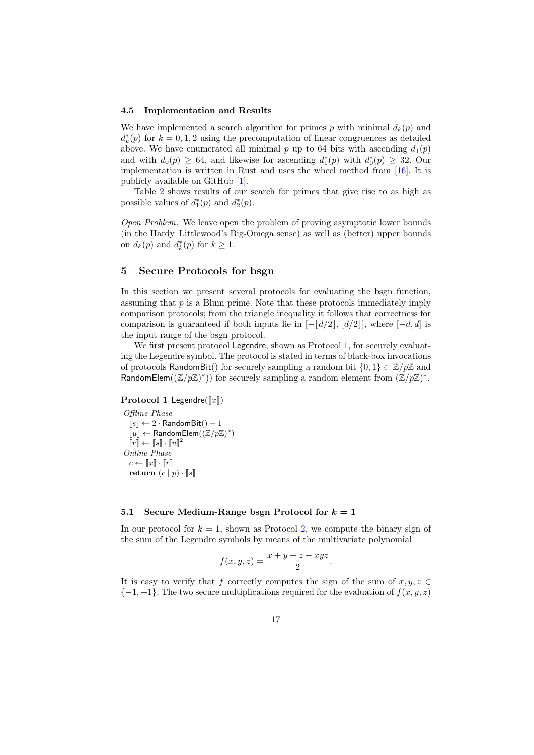### 4.5 Implementation and Results

We have implemented a search algorithm for primes $p$ with minimal $d_k(p)$ and $d_k^*(p)$ for $k = 0, 1, 2$ using the precomputation of linear congruences as detailed above. We have enumerated all minimal $p$ up to 64 bits with ascending $d_1(p)$ and with $d_0(p) \geq 64$, and likewise for ascending $d_1^*(p)$ with $d_0^*(p) \geq 32$. Our implementation is written in Rust and uses the wheel method from [16]. It is publicly available on GitHub [1].

Table 2 shows results of our search for primes that give rise to as high as possible values of $d_1^*(p)$ and $d_2^*(p)$.

*Open Problem.* We leave open the problem of proving asymptotic lower bounds (in the Hardy–Littlewood's Big-Omega sense) as well as (better) upper bounds on $d_k(p)$ and $d_k^*(p)$ for $k \geq 1$.

## 5 Secure Protocols for bsgn

In this section we present several protocols for evaluating the bsgn function, assuming that $p$ is a Blum prime. Note that these protocols immediately imply comparison protocols; from the triangle inequality it follows that correctness for comparison is guaranteed if both inputs lie in $[-\lfloor d/2 \rfloor, \lfloor d/2 \rfloor]$, where $[-d, d]$ is the input range of the bsgn protocol.

We first present protocol Legendre, shown as Protocol 1, for securely evaluating the Legendre symbol. The protocol is stated in terms of black-box invocations of protocols RandomBit() for securely sampling a random bit $\{0, 1\} \subset \mathbb{Z}/p\mathbb{Z}$ and RandomElem($(\mathbb{Z}/p\mathbb{Z})^*$) for securely sampling a random element from $(\mathbb{Z}/p\mathbb{Z})^*$.

**Protocol 1** Legendre($[\![x]\!]$)

*Offline Phase*
  $[\![s]\!] \leftarrow 2 \cdot \mathsf{RandomBit}() - 1$
  $[\![u]\!] \leftarrow \mathsf{RandomElem}((\mathbb{Z}/p\mathbb{Z})^*)$
  $[\![r]\!] \leftarrow [\![s]\!] \cdot [\![u]\!]^2$
*Online Phase*
  $c \leftarrow [\![x]\!] \cdot [\![r]\!]$
  **return** $(c \mid p) \cdot [\![s]\!]$

### 5.1 Secure Medium-Range bsgn Protocol for $k = 1$

In our protocol for $k = 1$, shown as Protocol 2, we compute the binary sign of the sum of the Legendre symbols by means of the multivariate polynomial

$$f(x, y, z) = \frac{x + y + z - xyz}{2}.$$

It is easy to verify that $f$ correctly computes the sign of the sum of $x, y, z \in \{-1, +1\}$. The two secure multiplications required for the evaluation of $f(x, y, z)$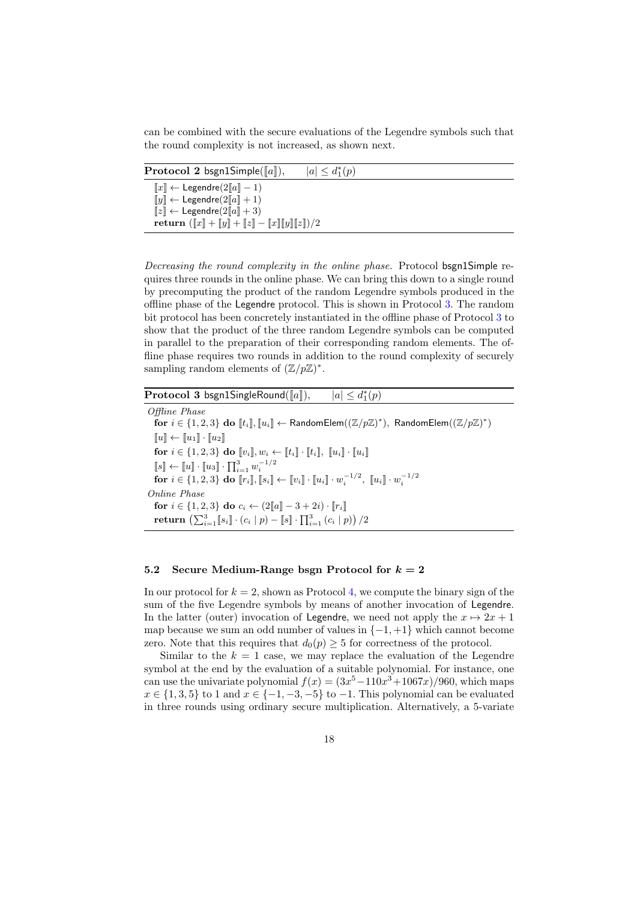can be combined with the secure evaluations of the Legendre symbols such that the round complexity is not increased, as shown next.

---

**Protocol 2** $\mathsf{bsgn1Simple}(\llbracket a \rrbracket)$, $\quad |a| \le d_1^*(p)$

---

$\llbracket x \rrbracket \leftarrow \mathsf{Legendre}(2\llbracket a \rrbracket - 1)$
$\llbracket y \rrbracket \leftarrow \mathsf{Legendre}(2\llbracket a \rrbracket + 1)$
$\llbracket z \rrbracket \leftarrow \mathsf{Legendre}(2\llbracket a \rrbracket + 3)$
**return** $(\llbracket x \rrbracket + \llbracket y \rrbracket + \llbracket z \rrbracket - \llbracket x \rrbracket\llbracket y \rrbracket\llbracket z \rrbracket)/2$

---

*Decreasing the round complexity in the online phase.* Protocol bsgn1Simple requires three rounds in the online phase. We can bring this down to a single round by precomputing the product of the random Legendre symbols produced in the offline phase of the Legendre protocol. This is shown in Protocol 3. The random bit protocol has been concretely instantiated in the offline phase of Protocol 3 to show that the product of the three random Legendre symbols can be computed in parallel to the preparation of their corresponding random elements. The offline phase requires two rounds in addition to the round complexity of securely sampling random elements of $(\mathbb{Z}/p\mathbb{Z})^*$.

---

**Protocol 3** $\mathsf{bsgn1SingleRound}(\llbracket a \rrbracket)$, $\quad |a| \le d_1^*(p)$

---

*Offline Phase*
**for** $i \in \{1,2,3\}$ **do** $\llbracket t_i \rrbracket, \llbracket u_i \rrbracket \leftarrow \mathsf{RandomElem}((\mathbb{Z}/p\mathbb{Z})^*),\ \mathsf{RandomElem}((\mathbb{Z}/p\mathbb{Z})^*)$
$\llbracket u \rrbracket \leftarrow \llbracket u_1 \rrbracket \cdot \llbracket u_2 \rrbracket$
**for** $i \in \{1,2,3\}$ **do** $\llbracket v_i \rrbracket, w_i \leftarrow \llbracket t_i \rrbracket \cdot \llbracket t_i \rrbracket,\ \llbracket u_i \rrbracket \cdot \llbracket u_i \rrbracket$
$\llbracket s \rrbracket \leftarrow \llbracket u \rrbracket \cdot \llbracket u_3 \rrbracket \cdot \prod_{i=1}^{3} w_i^{-1/2}$
**for** $i \in \{1,2,3\}$ **do** $\llbracket r_i \rrbracket, \llbracket s_i \rrbracket \leftarrow \llbracket v_i \rrbracket \cdot \llbracket u_i \rrbracket \cdot w_i^{-1/2},\ \llbracket u_i \rrbracket \cdot w_i^{-1/2}$
*Online Phase*
**for** $i \in \{1,2,3\}$ **do** $c_i \leftarrow (2\llbracket a \rrbracket - 3 + 2i) \cdot \llbracket r_i \rrbracket$
**return** $\left(\sum_{i=1}^{3} \llbracket s_i \rrbracket \cdot (c_i \mid p) - \llbracket s \rrbracket \cdot \prod_{i=1}^{3} (c_i \mid p)\right)/2$

---

### 5.2 Secure Medium-Range bsgn Protocol for $k = 2$

In our protocol for $k = 2$, shown as Protocol 4, we compute the binary sign of the sum of the five Legendre symbols by means of another invocation of Legendre. In the latter (outer) invocation of Legendre, we need not apply the $x \mapsto 2x + 1$ map because we sum an odd number of values in $\{-1, +1\}$ which cannot become zero. Note that this requires that $d_0(p) \ge 5$ for correctness of the protocol.

Similar to the $k = 1$ case, we may replace the evaluation of the Legendre symbol at the end by the evaluation of a suitable polynomial. For instance, one can use the univariate polynomial $f(x) = (3x^5 - 110x^3 + 1067x)/960$, which maps $x \in \{1, 3, 5\}$ to 1 and $x \in \{-1, -3, -5\}$ to $-1$. This polynomial can be evaluated in three rounds using ordinary secure multiplication. Alternatively, a 5-variate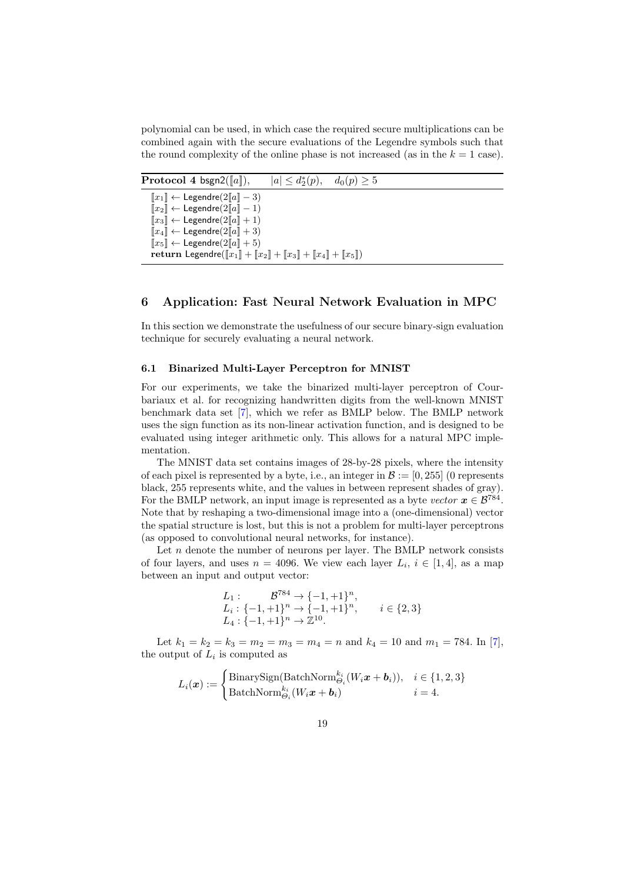polynomial can be used, in which case the required secure multiplications can be combined again with the secure evaluations of the Legendre symbols such that the round complexity of the online phase is not increased (as in the $k = 1$ case).

**Protocol 4** $\mathsf{bsgn2}(\llbracket a \rrbracket)$, $\quad |a| \leq d_2^*(p)$, $\quad d_0(p) \geq 5$

$\llbracket x_1 \rrbracket \leftarrow \mathsf{Legendre}(2\llbracket a \rrbracket - 3)$
$\llbracket x_2 \rrbracket \leftarrow \mathsf{Legendre}(2\llbracket a \rrbracket - 1)$
$\llbracket x_3 \rrbracket \leftarrow \mathsf{Legendre}(2\llbracket a \rrbracket + 1)$
$\llbracket x_4 \rrbracket \leftarrow \mathsf{Legendre}(2\llbracket a \rrbracket + 3)$
$\llbracket x_5 \rrbracket \leftarrow \mathsf{Legendre}(2\llbracket a \rrbracket + 5)$
**return** $\mathsf{Legendre}(\llbracket x_1 \rrbracket + \llbracket x_2 \rrbracket + \llbracket x_3 \rrbracket + \llbracket x_4 \rrbracket + \llbracket x_5 \rrbracket)$

## 6 Application: Fast Neural Network Evaluation in MPC

In this section we demonstrate the usefulness of our secure binary-sign evaluation technique for securely evaluating a neural network.

### 6.1 Binarized Multi-Layer Perceptron for MNIST

For our experiments, we take the binarized multi-layer perceptron of Courbariaux et al. for recognizing handwritten digits from the well-known MNIST benchmark data set [7], which we refer as BMLP below. The BMLP network uses the sign function as its non-linear activation function, and is designed to be evaluated using integer arithmetic only. This allows for a natural MPC implementation.

The MNIST data set contains images of 28-by-28 pixels, where the intensity of each pixel is represented by a byte, i.e., an integer in $\mathcal{B} := [0, 255]$ (0 represents black, 255 represents white, and the values in between represent shades of gray). For the BMLP network, an input image is represented as a byte *vector* $\boldsymbol{x} \in \mathcal{B}^{784}$. Note that by reshaping a two-dimensional image into a (one-dimensional) vector the spatial structure is lost, but this is not a problem for multi-layer perceptrons (as opposed to convolutional neural networks, for instance).

Let $n$ denote the number of neurons per layer. The BMLP network consists of four layers, and uses $n = 4096$. We view each layer $L_i$, $i \in [1, 4]$, as a map between an input and output vector:

$$
\begin{aligned}
L_1 &: \quad \mathcal{B}^{784} \to \{-1, +1\}^n, \\
L_i &: \{-1, +1\}^n \to \{-1, +1\}^n, \qquad i \in \{2, 3\} \\
L_4 &: \{-1, +1\}^n \to \mathbb{Z}^{10}.
\end{aligned}
$$

Let $k_1 = k_2 = k_3 = m_2 = m_3 = m_4 = n$ and $k_4 = 10$ and $m_1 = 784$. In [7], the output of $L_i$ is computed as

$$
L_i(\boldsymbol{x}) := \begin{cases} \text{BinarySign}(\text{BatchNorm}^{k_i}_{\Theta_i}(W_i \boldsymbol{x} + \boldsymbol{b}_i)), & i \in \{1, 2, 3\} \\ \text{BatchNorm}^{k_i}_{\Theta_i}(W_i \boldsymbol{x} + \boldsymbol{b}_i) & i = 4. \end{cases}
$$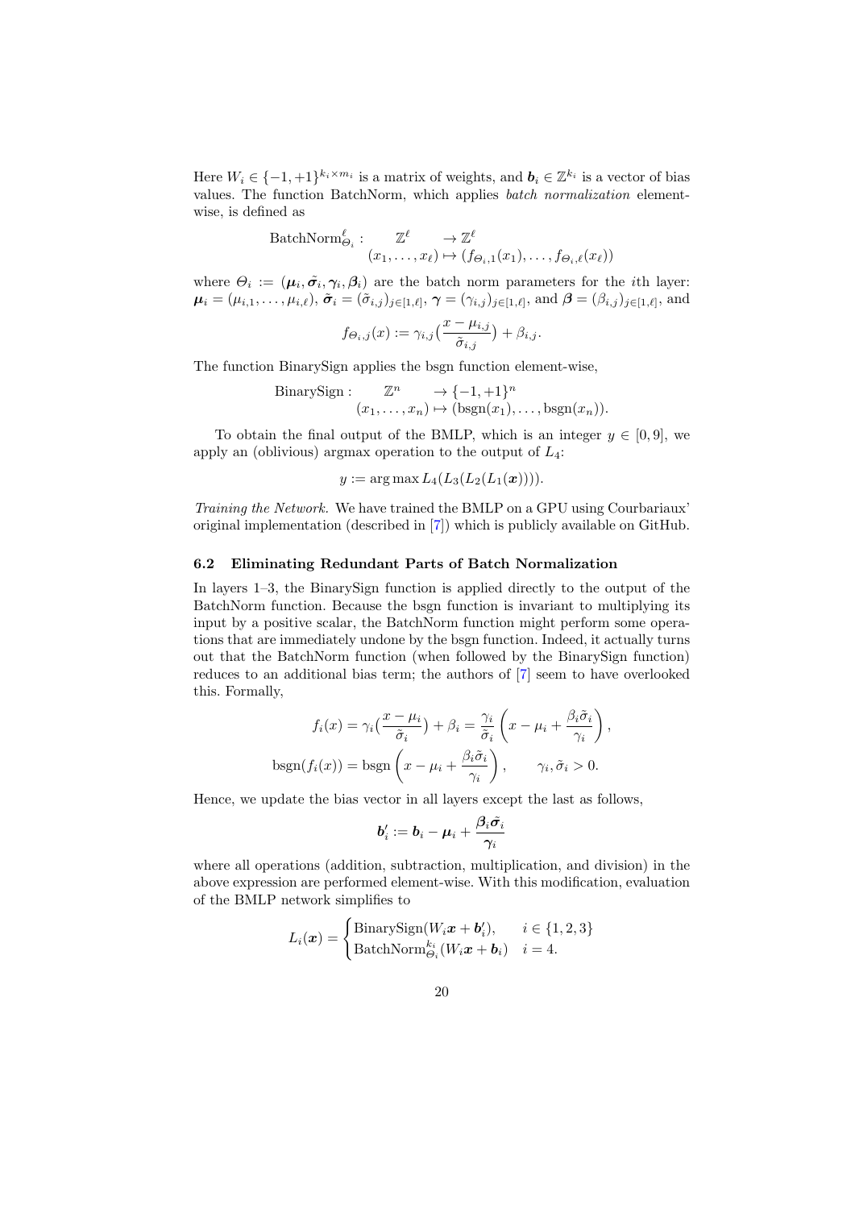Here $W_i \in \{-1, +1\}^{k_i \times m_i}$ is a matrix of weights, and $\boldsymbol{b}_i \in \mathbb{Z}^{k_i}$ is a vector of bias values. The function BatchNorm, which applies *batch normalization* element-wise, is defined as

$$\begin{aligned}
\text{BatchNorm}^{\ell}_{\Theta_i} : \quad & \mathbb{Z}^{\ell} \to \mathbb{Z}^{\ell} \\
& (x_1, \dots, x_\ell) \mapsto (f_{\Theta_i,1}(x_1), \dots, f_{\Theta_i,\ell}(x_\ell))
\end{aligned}$$

where $\Theta_i := (\boldsymbol{\mu}_i, \tilde{\boldsymbol{\sigma}}_i, \boldsymbol{\gamma}_i, \boldsymbol{\beta}_i)$ are the batch norm parameters for the $i$th layer: $\boldsymbol{\mu}_i = (\mu_{i,1}, \dots, \mu_{i,\ell})$, $\tilde{\boldsymbol{\sigma}}_i = (\tilde{\sigma}_{i,j})_{j \in [1,\ell]}$, $\boldsymbol{\gamma} = (\gamma_{i,j})_{j \in [1,\ell]}$, and $\boldsymbol{\beta} = (\beta_{i,j})_{j \in [1,\ell]}$, and

$$f_{\Theta_i,j}(x) := \gamma_{i,j}\big(\frac{x - \mu_{i,j}}{\tilde{\sigma}_{i,j}}\big) + \beta_{i,j}.$$

The function BinarySign applies the bsgn function element-wise,

$$\begin{aligned}
\text{BinarySign} : \quad & \mathbb{Z}^n \to \{-1, +1\}^n \\
& (x_1, \dots, x_n) \mapsto (\text{bsgn}(x_1), \dots, \text{bsgn}(x_n)).
\end{aligned}$$

To obtain the final output of the BMLP, which is an integer $y \in [0, 9]$, we apply an (oblivious) argmax operation to the output of $L_4$:

$$y := \arg\max L_4(L_3(L_2(L_1(\boldsymbol{x})))).$$

*Training the Network.* We have trained the BMLP on a GPU using Courbariaux' original implementation (described in [7]) which is publicly available on GitHub.

### 6.2 Eliminating Redundant Parts of Batch Normalization

In layers 1–3, the BinarySign function is applied directly to the output of the BatchNorm function. Because the bsgn function is invariant to multiplying its input by a positive scalar, the BatchNorm function might perform some operations that are immediately undone by the bsgn function. Indeed, it actually turns out that the BatchNorm function (when followed by the BinarySign function) reduces to an additional bias term; the authors of [7] seem to have overlooked this. Formally,

$$\begin{aligned}
f_i(x) &= \gamma_i\big(\frac{x - \mu_i}{\tilde{\sigma}_i}\big) + \beta_i = \frac{\gamma_i}{\tilde{\sigma}_i}\left(x - \mu_i + \frac{\beta_i \tilde{\sigma}_i}{\gamma_i}\right), \\
\text{bsgn}(f_i(x)) &= \text{bsgn}\left(x - \mu_i + \frac{\beta_i \tilde{\sigma}_i}{\gamma_i}\right), \qquad \gamma_i, \tilde{\sigma}_i > 0.
\end{aligned}$$

Hence, we update the bias vector in all layers except the last as follows,

$$\boldsymbol{b}'_i := \boldsymbol{b}_i - \boldsymbol{\mu}_i + \frac{\boldsymbol{\beta}_i \tilde{\boldsymbol{\sigma}}_i}{\boldsymbol{\gamma}_i}$$

where all operations (addition, subtraction, multiplication, and division) in the above expression are performed element-wise. With this modification, evaluation of the BMLP network simplifies to

$$L_i(\boldsymbol{x}) = \begin{cases} \text{BinarySign}(W_i \boldsymbol{x} + \boldsymbol{b}'_i), & i \in \{1, 2, 3\} \\ \text{BatchNorm}^{k_i}_{\Theta_i}(W_i \boldsymbol{x} + \boldsymbol{b}_i) & i = 4. \end{cases}$$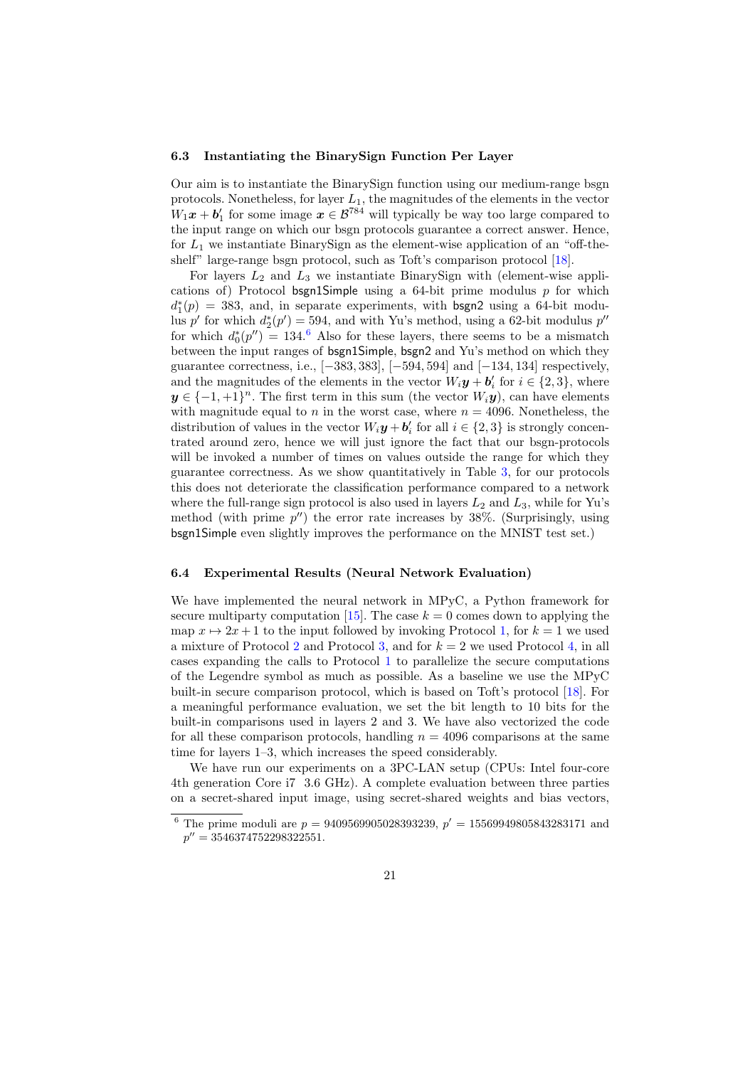### 6.3 Instantiating the BinarySign Function Per Layer

Our aim is to instantiate the BinarySign function using our medium-range bsgn protocols. Nonetheless, for layer $L_1$, the magnitudes of the elements in the vector $W_1\boldsymbol{x} + \boldsymbol{b}'_1$ for some image $\boldsymbol{x} \in \mathcal{B}^{784}$ will typically be way too large compared to the input range on which our bsgn protocols guarantee a correct answer. Hence, for $L_1$ we instantiate BinarySign as the element-wise application of an "off-the-shelf" large-range bsgn protocol, such as Toft's comparison protocol [18].

For layers $L_2$ and $L_3$ we instantiate BinarySign with (element-wise applications of) Protocol bsgn1Simple using a 64-bit prime modulus $p$ for which $d_1^*(p) = 383$, and, in separate experiments, with bsgn2 using a 64-bit modulus $p'$ for which $d_2^*(p') = 594$, and with Yu's method, using a 62-bit modulus $p''$ for which $d_0^*(p'') = 134$.[6] Also for these layers, there seems to be a mismatch between the input ranges of bsgn1Simple, bsgn2 and Yu's method on which they guarantee correctness, i.e., $[-383, 383]$, $[-594, 594]$ and $[-134, 134]$ respectively, and the magnitudes of the elements in the vector $W_i\boldsymbol{y} + \boldsymbol{b}'_i$ for $i \in \{2, 3\}$, where $\boldsymbol{y} \in \{-1, +1\}^n$. The first term in this sum (the vector $W_i\boldsymbol{y}$), can have elements with magnitude equal to $n$ in the worst case, where $n = 4096$. Nonetheless, the distribution of values in the vector $W_i\boldsymbol{y} + \boldsymbol{b}'_i$ for all $i \in \{2, 3\}$ is strongly concentrated around zero, hence we will just ignore the fact that our bsgn-protocols will be invoked a number of times on values outside the range for which they guarantee correctness. As we show quantitatively in Table 3, for our protocols this does not deteriorate the classification performance compared to a network where the full-range sign protocol is also used in layers $L_2$ and $L_3$, while for Yu's method (with prime $p''$) the error rate increases by 38%. (Surprisingly, using bsgn1Simple even slightly improves the performance on the MNIST test set.)

### 6.4 Experimental Results (Neural Network Evaluation)

We have implemented the neural network in MPyC, a Python framework for secure multiparty computation [15]. The case $k = 0$ comes down to applying the map $x \mapsto 2x + 1$ to the input followed by invoking Protocol 1, for $k = 1$ we used a mixture of Protocol 2 and Protocol 3, and for $k = 2$ we used Protocol 4, in all cases expanding the calls to Protocol 1 to parallelize the secure computations of the Legendre symbol as much as possible. As a baseline we use the MPyC built-in secure comparison protocol, which is based on Toft's protocol [18]. For a meaningful performance evaluation, we set the bit length to 10 bits for the built-in comparisons used in layers 2 and 3. We have also vectorized the code for all these comparison protocols, handling $n = 4096$ comparisons at the same time for layers 1–3, which increases the speed considerably.

We have run our experiments on a 3PC-LAN setup (CPUs: Intel four-core 4th generation Core i7 3.6 GHz). A complete evaluation between three parties on a secret-shared input image, using secret-shared weights and bias vectors,

[6] The prime moduli are $p = 9409569905028393239$, $p' = 15569949805843283171$ and $p'' = 3546374752298322551$.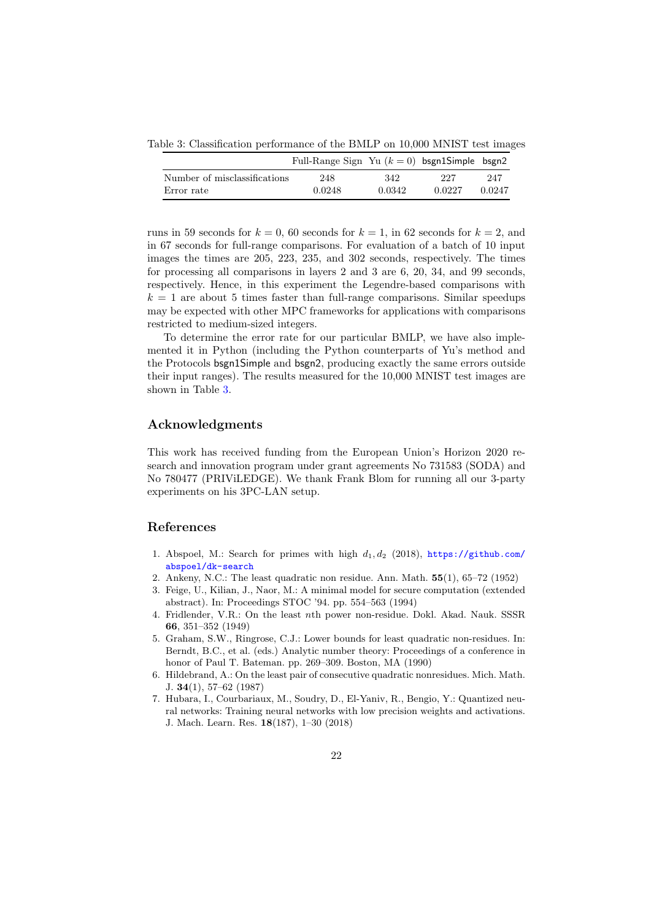Table 3: Classification performance of the BMLP on 10,000 MNIST test images

| | Full-Range Sign | Yu ($k = 0$) | bsgn1Simple | bsgn2 |
|---|---|---|---|---|
| Number of misclassifications | 248 | 342 | 227 | 247 |
| Error rate | 0.0248 | 0.0342 | 0.0227 | 0.0247 |

runs in 59 seconds for $k = 0$, 60 seconds for $k = 1$, in 62 seconds for $k = 2$, and in 67 seconds for full-range comparisons. For evaluation of a batch of 10 input images the times are 205, 223, 235, and 302 seconds, respectively. The times for processing all comparisons in layers 2 and 3 are 6, 20, 34, and 99 seconds, respectively. Hence, in this experiment the Legendre-based comparisons with $k = 1$ are about 5 times faster than full-range comparisons. Similar speedups may be expected with other MPC frameworks for applications with comparisons restricted to medium-sized integers.

To determine the error rate for our particular BMLP, we have also implemented it in Python (including the Python counterparts of Yu's method and the Protocols bsgn1Simple and bsgn2, producing exactly the same errors outside their input ranges). The results measured for the 10,000 MNIST test images are shown in Table 3.

## Acknowledgments

This work has received funding from the European Union's Horizon 2020 research and innovation program under grant agreements No 731583 (SODA) and No 780477 (PRIViLEDGE). We thank Frank Blom for running all our 3-party experiments on his 3PC-LAN setup.

## References

1. Abspoel, M.: Search for primes with high $d_1, d_2$ (2018), https://github.com/abspoel/dk-search
2. Ankeny, N.C.: The least quadratic non residue. Ann. Math. **55**(1), 65–72 (1952)
3. Feige, U., Kilian, J., Naor, M.: A minimal model for secure computation (extended abstract). In: Proceedings STOC '94. pp. 554–563 (1994)
4. Fridlender, V.R.: On the least $n$th power non-residue. Dokl. Akad. Nauk. SSSR **66**, 351–352 (1949)
5. Graham, S.W., Ringrose, C.J.: Lower bounds for least quadratic non-residues. In: Berndt, B.C., et al. (eds.) Analytic number theory: Proceedings of a conference in honor of Paul T. Bateman. pp. 269–309. Boston, MA (1990)
6. Hildebrand, A.: On the least pair of consecutive quadratic nonresidues. Mich. Math. J. **34**(1), 57–62 (1987)
7. Hubara, I., Courbariaux, M., Soudry, D., El-Yaniv, R., Bengio, Y.: Quantized neural networks: Training neural networks with low precision weights and activations. J. Mach. Learn. Res. **18**(187), 1–30 (2018)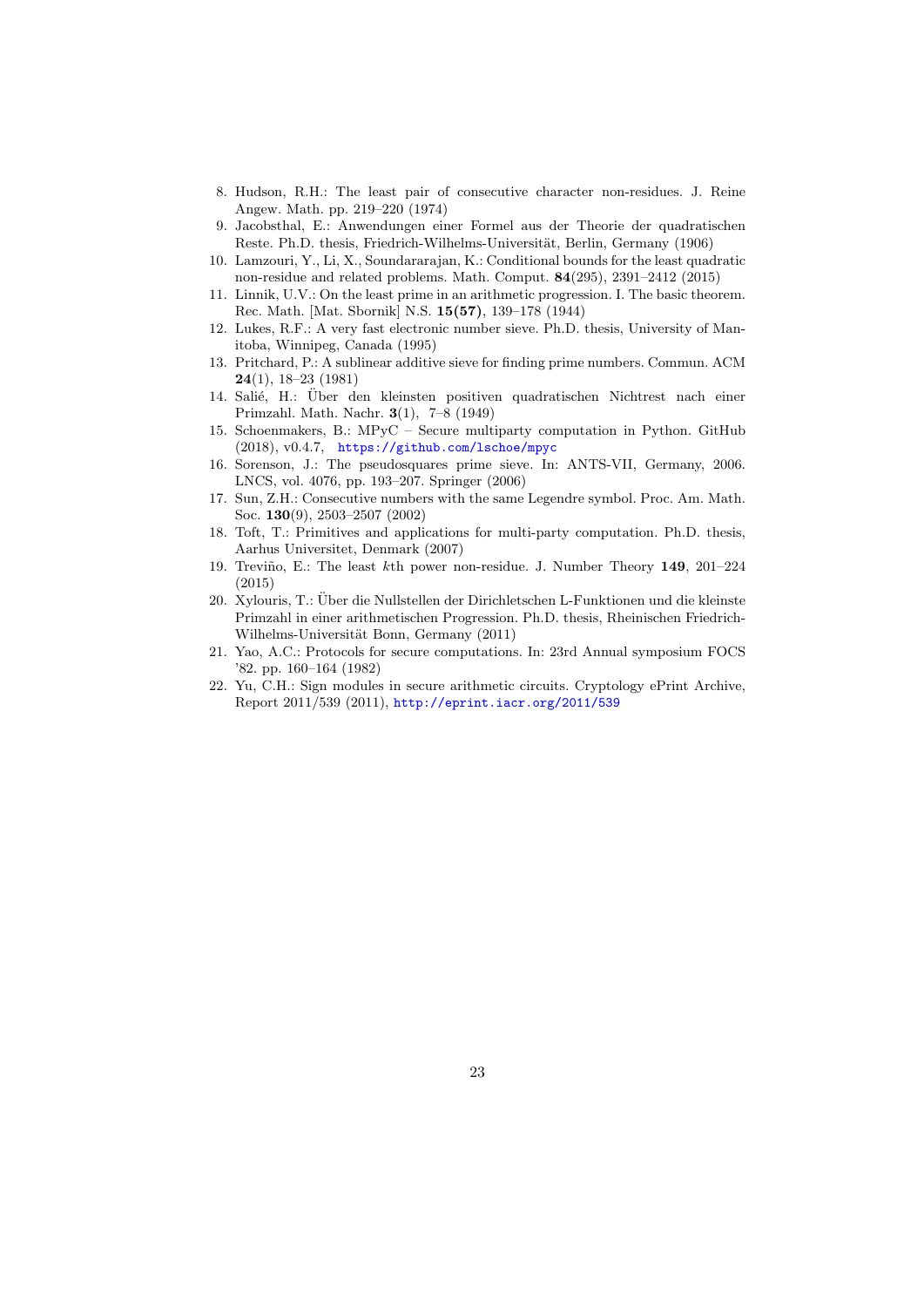8. Hudson, R.H.: The least pair of consecutive character non-residues. J. Reine Angew. Math. pp. 219–220 (1974)
9. Jacobsthal, E.: Anwendungen einer Formel aus der Theorie der quadratischen Reste. Ph.D. thesis, Friedrich-Wilhelms-Universität, Berlin, Germany (1906)
10. Lamzouri, Y., Li, X., Soundararajan, K.: Conditional bounds for the least quadratic non-residue and related problems. Math. Comput. **84**(295), 2391–2412 (2015)
11. Linnik, U.V.: On the least prime in an arithmetic progression. I. The basic theorem. Rec. Math. [Mat. Sbornik] N.S. **15(57)**, 139–178 (1944)
12. Lukes, R.F.: A very fast electronic number sieve. Ph.D. thesis, University of Manitoba, Winnipeg, Canada (1995)
13. Pritchard, P.: A sublinear additive sieve for finding prime numbers. Commun. ACM **24**(1), 18–23 (1981)
14. Salié, H.: Über den kleinsten positiven quadratischen Nichtrest nach einer Primzahl. Math. Nachr. **3**(1), 7–8 (1949)
15. Schoenmakers, B.: MPyC – Secure multiparty computation in Python. GitHub (2018), v0.4.7, https://github.com/lschoe/mpyc
16. Sorenson, J.: The pseudosquares prime sieve. In: ANTS-VII, Germany, 2006. LNCS, vol. 4076, pp. 193–207. Springer (2006)
17. Sun, Z.H.: Consecutive numbers with the same Legendre symbol. Proc. Am. Math. Soc. **130**(9), 2503–2507 (2002)
18. Toft, T.: Primitives and applications for multi-party computation. Ph.D. thesis, Aarhus Universitet, Denmark (2007)
19. Treviño, E.: The least $k$th power non-residue. J. Number Theory **149**, 201–224 (2015)
20. Xylouris, T.: Über die Nullstellen der Dirichletschen L-Funktionen und die kleinste Primzahl in einer arithmetischen Progression. Ph.D. thesis, Rheinischen Friedrich-Wilhelms-Universität Bonn, Germany (2011)
21. Yao, A.C.: Protocols for secure computations. In: 23rd Annual symposium FOCS '82. pp. 160–164 (1982)
22. Yu, C.H.: Sign modules in secure arithmetic circuits. Cryptology ePrint Archive, Report 2011/539 (2011), http://eprint.iacr.org/2011/539